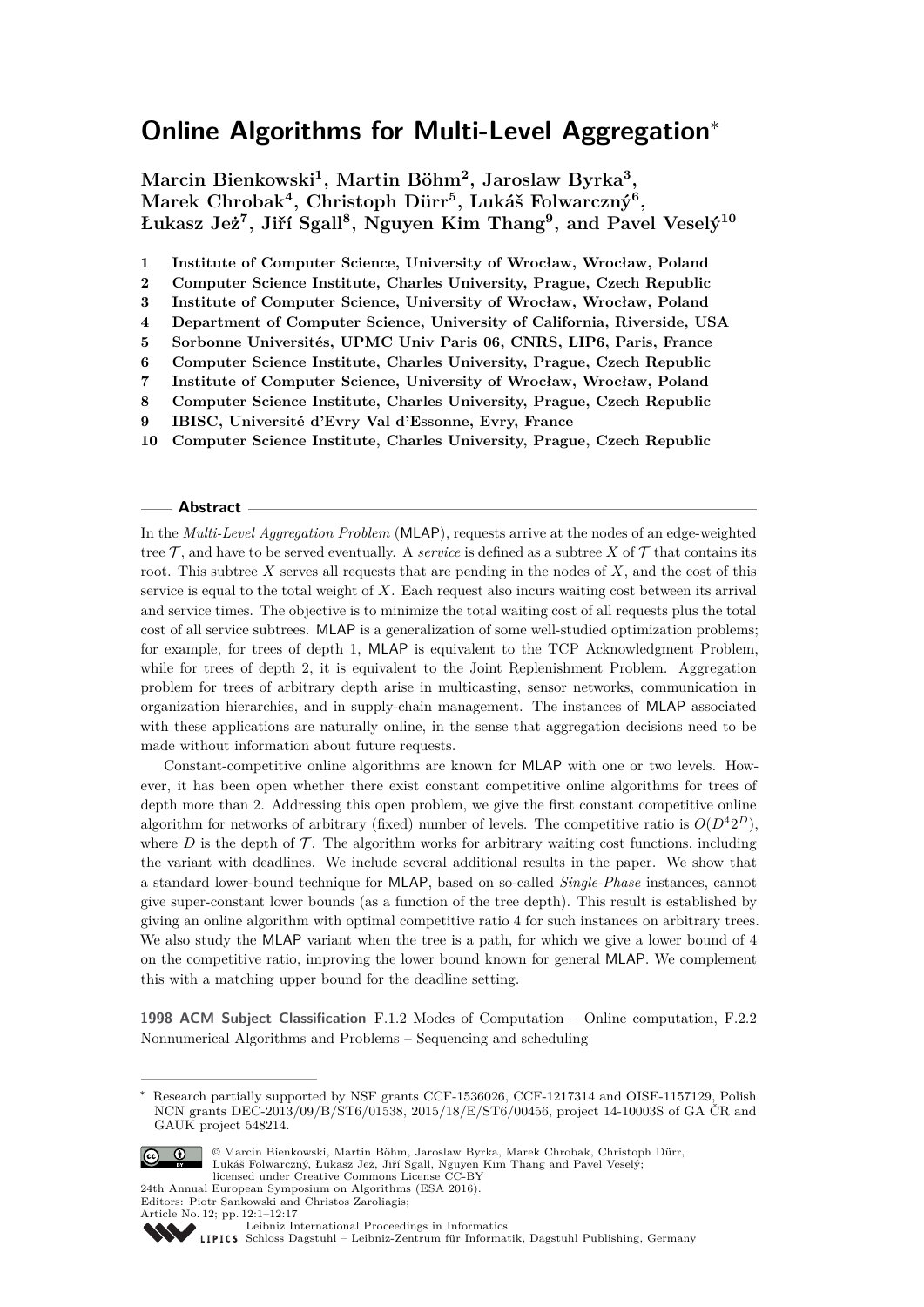# Online Algorithms for Multi-Level Aggregation*

**Marcin Bienkowski[1], Martin Böhm[2], Jaroslaw Byrka[3], Marek Chrobak[4], Christoph Dürr[5], Lukáš Folwarczný[6], Łukasz Jeż[7], Jiří Sgall[8], Nguyen Kim Thang[9], and Pavel Veselý[10]**

1. **Institute of Computer Science, University of Wrocław, Wrocław, Poland**
2. **Computer Science Institute, Charles University, Prague, Czech Republic**
3. **Institute of Computer Science, University of Wrocław, Wrocław, Poland**
4. **Department of Computer Science, University of California, Riverside, USA**
5. **Sorbonne Universités, UPMC Univ Paris 06, CNRS, LIP6, Paris, France**
6. **Computer Science Institute, Charles University, Prague, Czech Republic**
7. **Institute of Computer Science, University of Wrocław, Wrocław, Poland**
8. **Computer Science Institute, Charles University, Prague, Czech Republic**
9. **IBISC, Université d'Evry Val d'Essonne, Evry, France**
10. **Computer Science Institute, Charles University, Prague, Czech Republic**

## Abstract

In the *Multi-Level Aggregation Problem* (MLAP), requests arrive at the nodes of an edge-weighted tree $\mathcal{T}$, and have to be served eventually. A *service* is defined as a subtree $X$ of $\mathcal{T}$ that contains its root. This subtree $X$ serves all requests that are pending in the nodes of $X$, and the cost of this service is equal to the total weight of $X$. Each request also incurs waiting cost between its arrival and service times. The objective is to minimize the total waiting cost of all requests plus the total cost of all service subtrees. MLAP is a generalization of some well-studied optimization problems; for example, for trees of depth 1, MLAP is equivalent to the TCP Acknowledgment Problem, while for trees of depth 2, it is equivalent to the Joint Replenishment Problem. Aggregation problem for trees of arbitrary depth arise in multicasting, sensor networks, communication in organization hierarchies, and in supply-chain management. The instances of MLAP associated with these applications are naturally online, in the sense that aggregation decisions need to be made without information about future requests.

Constant-competitive online algorithms are known for MLAP with one or two levels. However, it has been open whether there exist constant competitive online algorithms for trees of depth more than 2. Addressing this open problem, we give the first constant competitive online algorithm for networks of arbitrary (fixed) number of levels. The competitive ratio is $O(D^4 2^D)$, where $D$ is the depth of $\mathcal{T}$. The algorithm works for arbitrary waiting cost functions, including the variant with deadlines. We include several additional results in the paper. We show that a standard lower-bound technique for MLAP, based on so-called *Single-Phase* instances, cannot give super-constant lower bounds (as a function of the tree depth). This result is established by giving an online algorithm with optimal competitive ratio 4 for such instances on arbitrary trees. We also study the MLAP variant when the tree is a path, for which we give a lower bound of 4 on the competitive ratio, improving the lower bound known for general MLAP. We complement this with a matching upper bound for the deadline setting.

**1998 ACM Subject Classification** F.1.2 Modes of Computation – Online computation, F.2.2 Nonnumerical Algorithms and Problems – Sequencing and scheduling

---

* Research partially supported by NSF grants CCF-1536026, CCF-1217314 and OISE-1157129, Polish NCN grants DEC-2013/09/B/ST6/01538, 2015/18/E/ST6/00456, project 14-10003S of GA ČR and GAUK project 548214.

© Marcin Bienkowski, Martin Böhm, Jaroslaw Byrka, Marek Chrobak, Christoph Dürr, Lukáš Folwarczný, Łukasz Jeż, Jiří Sgall, Nguyen Kim Thang and Pavel Veselý; licensed under Creative Commons License CC-BY
24th Annual European Symposium on Algorithms (ESA 2016).
Editors: Piotr Sankowski and Christos Zaroliagis; Article No. 12; pp. 12:1–12:17
Leibniz International Proceedings in Informatics
LIPICS Schloss Dagstuhl – Leibniz-Zentrum für Informatik, Dagstuhl Publishing, Germany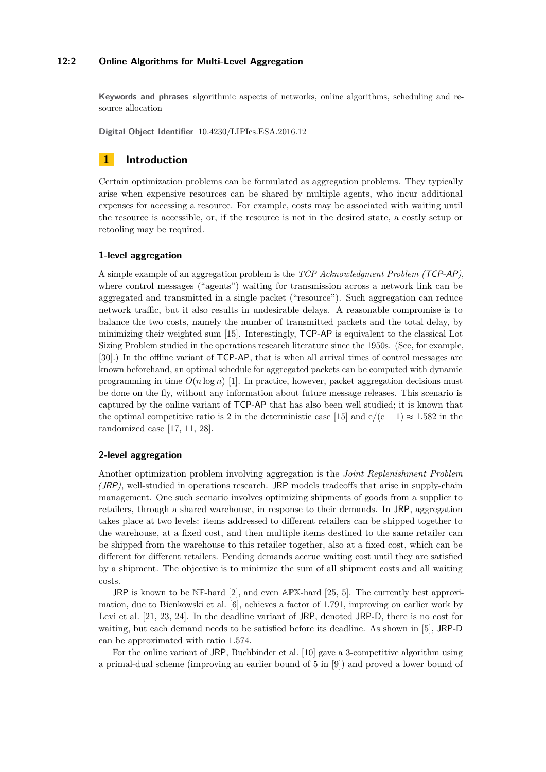**Keywords and phrases** algorithmic aspects of networks, online algorithms, scheduling and resource allocation

**Digital Object Identifier** 10.4230/LIPIcs.ESA.2016.12

## 1 Introduction

Certain optimization problems can be formulated as aggregation problems. They typically arise when expensive resources can be shared by multiple agents, who incur additional expenses for accessing a resource. For example, costs may be associated with waiting until the resource is accessible, or, if the resource is not in the desired state, a costly setup or retooling may be required.

### 1-level aggregation

A simple example of an aggregation problem is the *TCP Acknowledgment Problem (TCP-AP)*, where control messages ("agents") waiting for transmission across a network link can be aggregated and transmitted in a single packet ("resource"). Such aggregation can reduce network traffic, but it also results in undesirable delays. A reasonable compromise is to balance the two costs, namely the number of transmitted packets and the total delay, by minimizing their weighted sum [15]. Interestingly, TCP-AP is equivalent to the classical Lot Sizing Problem studied in the operations research literature since the 1950s. (See, for example, [30].) In the offline variant of TCP-AP, that is when all arrival times of control messages are known beforehand, an optimal schedule for aggregated packets can be computed with dynamic programming in time $O(n \log n)$ [1]. In practice, however, packet aggregation decisions must be done on the fly, without any information about future message releases. This scenario is captured by the online variant of TCP-AP that has also been well studied; it is known that the optimal competitive ratio is 2 in the deterministic case [15] and $\mathrm{e}/(\mathrm{e}-1) \approx 1.582$ in the randomized case [17, 11, 28].

### 2-level aggregation

Another optimization problem involving aggregation is the *Joint Replenishment Problem (JRP)*, well-studied in operations research. JRP models tradeoffs that arise in supply-chain management. One such scenario involves optimizing shipments of goods from a supplier to retailers, through a shared warehouse, in response to their demands. In JRP, aggregation takes place at two levels: items addressed to different retailers can be shipped together to the warehouse, at a fixed cost, and then multiple items destined to the same retailer can be shipped from the warehouse to this retailer together, also at a fixed cost, which can be different for different retailers. Pending demands accrue waiting cost until they are satisfied by a shipment. The objective is to minimize the sum of all shipment costs and all waiting costs.

JRP is known to be $\mathbb{NP}$-hard [2], and even $\mathbb{APX}$-hard [25, 5]. The currently best approximation, due to Bienkowski et al. [6], achieves a factor of 1.791, improving on earlier work by Levi et al. [21, 23, 24]. In the deadline variant of JRP, denoted JRP-D, there is no cost for waiting, but each demand needs to be satisfied before its deadline. As shown in [5], JRP-D can be approximated with ratio 1.574.

For the online variant of JRP, Buchbinder et al. [10] gave a 3-competitive algorithm using a primal-dual scheme (improving an earlier bound of 5 in [9]) and proved a lower bound of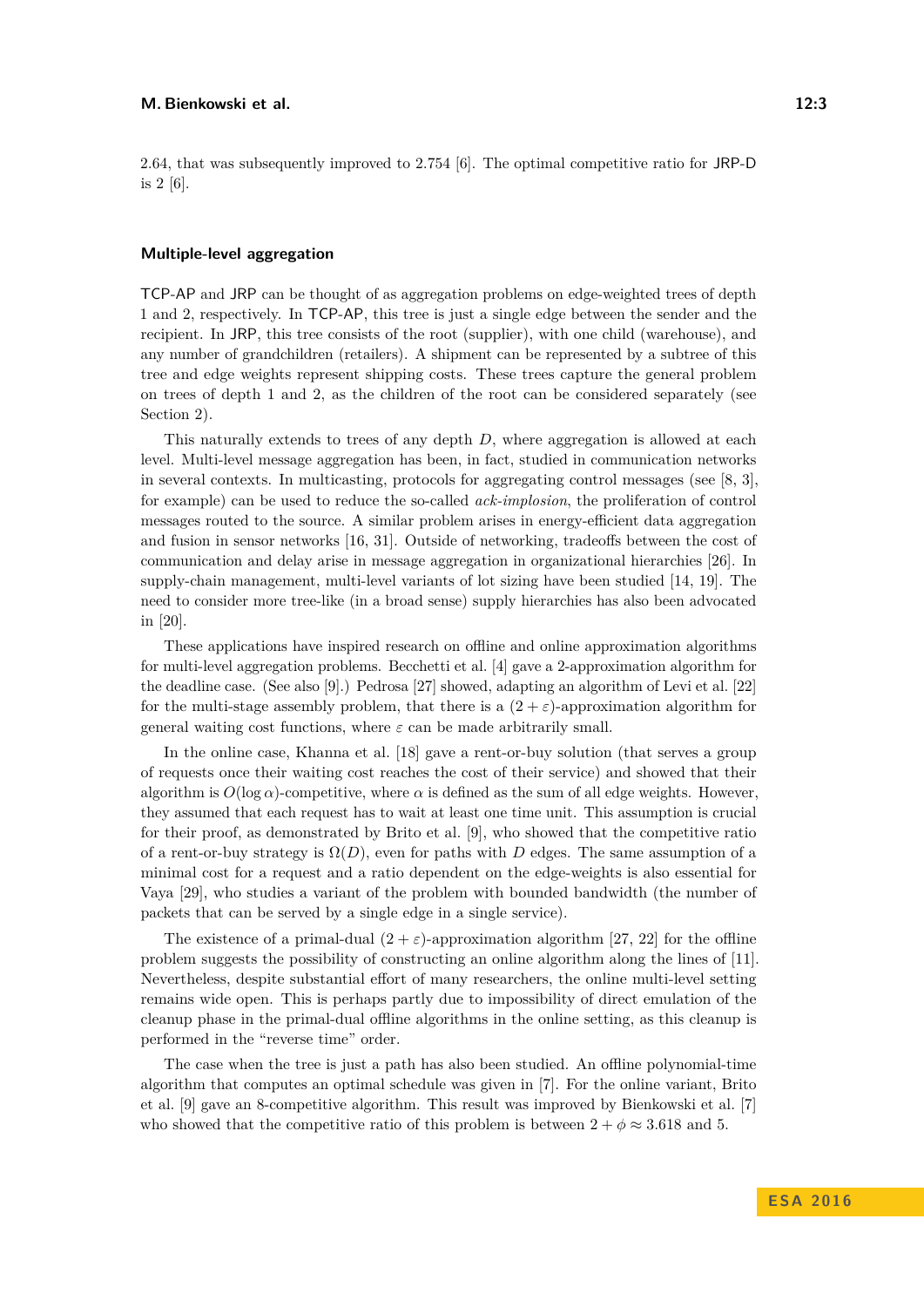2.64, that was subsequently improved to 2.754 [6]. The optimal competitive ratio for JRP-D is 2 [6].

### Multiple-level aggregation

TCP-AP and JRP can be thought of as aggregation problems on edge-weighted trees of depth 1 and 2, respectively. In TCP-AP, this tree is just a single edge between the sender and the recipient. In JRP, this tree consists of the root (supplier), with one child (warehouse), and any number of grandchildren (retailers). A shipment can be represented by a subtree of this tree and edge weights represent shipping costs. These trees capture the general problem on trees of depth 1 and 2, as the children of the root can be considered separately (see Section 2).

This naturally extends to trees of any depth $D$, where aggregation is allowed at each level. Multi-level message aggregation has been, in fact, studied in communication networks in several contexts. In multicasting, protocols for aggregating control messages (see [8, 3], for example) can be used to reduce the so-called *ack-implosion*, the proliferation of control messages routed to the source. A similar problem arises in energy-efficient data aggregation and fusion in sensor networks [16, 31]. Outside of networking, tradeoffs between the cost of communication and delay arise in message aggregation in organizational hierarchies [26]. In supply-chain management, multi-level variants of lot sizing have been studied [14, 19]. The need to consider more tree-like (in a broad sense) supply hierarchies has also been advocated in [20].

These applications have inspired research on offline and online approximation algorithms for multi-level aggregation problems. Becchetti et al. [4] gave a 2-approximation algorithm for the deadline case. (See also [9].) Pedrosa [27] showed, adapting an algorithm of Levi et al. [22] for the multi-stage assembly problem, that there is a $(2+\varepsilon)$-approximation algorithm for general waiting cost functions, where $\varepsilon$ can be made arbitrarily small.

In the online case, Khanna et al. [18] gave a rent-or-buy solution (that serves a group of requests once their waiting cost reaches the cost of their service) and showed that their algorithm is $O(\log \alpha)$-competitive, where $\alpha$ is defined as the sum of all edge weights. However, they assumed that each request has to wait at least one time unit. This assumption is crucial for their proof, as demonstrated by Brito et al. [9], who showed that the competitive ratio of a rent-or-buy strategy is $\Omega(D)$, even for paths with $D$ edges. The same assumption of a minimal cost for a request and a ratio dependent on the edge-weights is also essential for Vaya [29], who studies a variant of the problem with bounded bandwidth (the number of packets that can be served by a single edge in a single service).

The existence of a primal-dual $(2+\varepsilon)$-approximation algorithm [27, 22] for the offline problem suggests the possibility of constructing an online algorithm along the lines of [11]. Nevertheless, despite substantial effort of many researchers, the online multi-level setting remains wide open. This is perhaps partly due to impossibility of direct emulation of the cleanup phase in the primal-dual offline algorithms in the online setting, as this cleanup is performed in the "reverse time" order.

The case when the tree is just a path has also been studied. An offline polynomial-time algorithm that computes an optimal schedule was given in [7]. For the online variant, Brito et al. [9] gave an 8-competitive algorithm. This result was improved by Bienkowski et al. [7] who showed that the competitive ratio of this problem is between $2+\phi \approx 3.618$ and 5.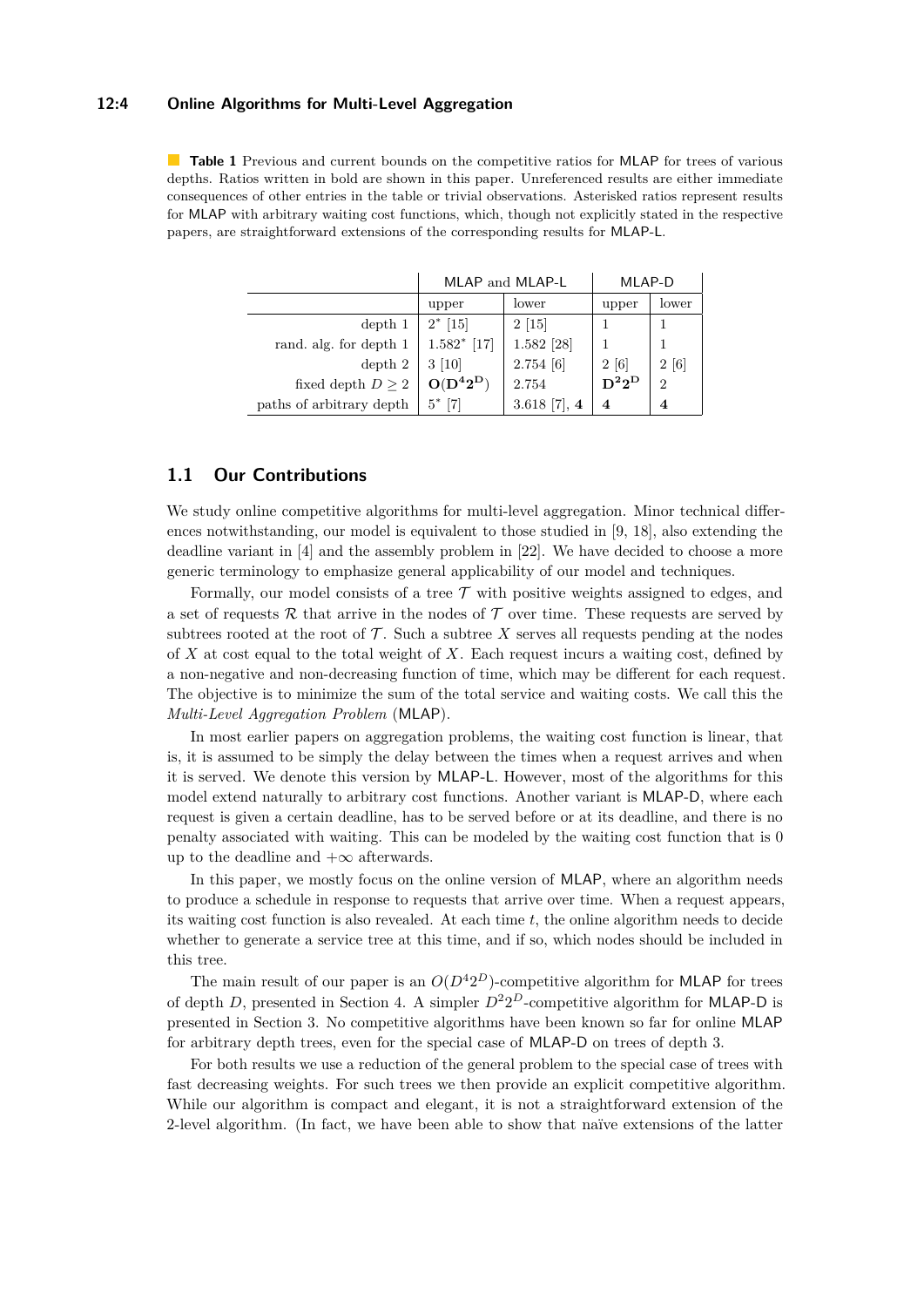**Table 1** Previous and current bounds on the competitive ratios for MLAP for trees of various depths. Ratios written in bold are shown in this paper. Unreferenced results are either immediate consequences of other entries in the table or trivial observations. Asterisked ratios represent results for MLAP with arbitrary waiting cost functions, which, though not explicitly stated in the respective papers, are straightforward extensions of the corresponding results for MLAP-L.

| | MLAP and MLAP-L | | MLAP-D | |
|---|---|---|---|---|
| | upper | lower | upper | lower |
| depth 1 | $2^*$ [15] | 2 [15] | 1 | 1 |
| rand. alg. for depth 1 | $1.582^*$ [17] | 1.582 [28] | 1 | 1 |
| depth 2 | 3 [10] | 2.754 [6] | 2 [6] | 2 [6] |
| fixed depth $D \geq 2$ | $\mathbf{O(D^4 2^D)}$ | 2.754 | $\mathbf{D^2 2^D}$ | 2 |
| paths of arbitrary depth | $5^*$ [7] | 3.618 [7], **4** | **4** | **4** |

## 1.1 Our Contributions

We study online competitive algorithms for multi-level aggregation. Minor technical differences notwithstanding, our model is equivalent to those studied in [9, 18], also extending the deadline variant in [4] and the assembly problem in [22]. We have decided to choose a more generic terminology to emphasize general applicability of our model and techniques.

Formally, our model consists of a tree $\mathcal{T}$ with positive weights assigned to edges, and a set of requests $\mathcal{R}$ that arrive in the nodes of $\mathcal{T}$ over time. These requests are served by subtrees rooted at the root of $\mathcal{T}$. Such a subtree $X$ serves all requests pending at the nodes of $X$ at cost equal to the total weight of $X$. Each request incurs a waiting cost, defined by a non-negative and non-decreasing function of time, which may be different for each request. The objective is to minimize the sum of the total service and waiting costs. We call this the *Multi-Level Aggregation Problem* (MLAP).

In most earlier papers on aggregation problems, the waiting cost function is linear, that is, it is assumed to be simply the delay between the times when a request arrives and when it is served. We denote this version by MLAP-L. However, most of the algorithms for this model extend naturally to arbitrary cost functions. Another variant is MLAP-D, where each request is given a certain deadline, has to be served before or at its deadline, and there is no penalty associated with waiting. This can be modeled by the waiting cost function that is 0 up to the deadline and $+\infty$ afterwards.

In this paper, we mostly focus on the online version of MLAP, where an algorithm needs to produce a schedule in response to requests that arrive over time. When a request appears, its waiting cost function is also revealed. At each time $t$, the online algorithm needs to decide whether to generate a service tree at this time, and if so, which nodes should be included in this tree.

The main result of our paper is an $O(D^4 2^D)$-competitive algorithm for MLAP for trees of depth $D$, presented in Section 4. A simpler $D^2 2^D$-competitive algorithm for MLAP-D is presented in Section 3. No competitive algorithms have been known so far for online MLAP for arbitrary depth trees, even for the special case of MLAP-D on trees of depth 3.

For both results we use a reduction of the general problem to the special case of trees with fast decreasing weights. For such trees we then provide an explicit competitive algorithm. While our algorithm is compact and elegant, it is not a straightforward extension of the 2-level algorithm. (In fact, we have been able to show that naïve extensions of the latter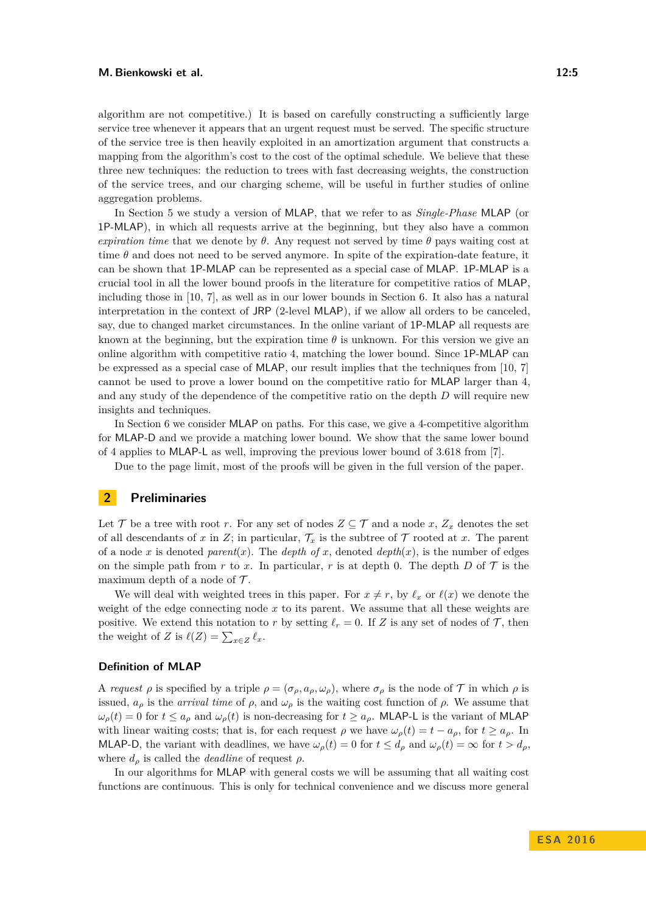algorithm are not competitive.) It is based on carefully constructing a sufficiently large service tree whenever it appears that an urgent request must be served. The specific structure of the service tree is then heavily exploited in an amortization argument that constructs a mapping from the algorithm's cost to the cost of the optimal schedule. We believe that these three new techniques: the reduction to trees with fast decreasing weights, the construction of the service trees, and our charging scheme, will be useful in further studies of online aggregation problems.

In Section 5 we study a version of MLAP, that we refer to as *Single-Phase* MLAP (or 1P-MLAP), in which all requests arrive at the beginning, but they also have a common *expiration time* that we denote by $\theta$. Any request not served by time $\theta$ pays waiting cost at time $\theta$ and does not need to be served anymore. In spite of the expiration-date feature, it can be shown that 1P-MLAP can be represented as a special case of MLAP. 1P-MLAP is a crucial tool in all the lower bound proofs in the literature for competitive ratios of MLAP, including those in [10, 7], as well as in our lower bounds in Section 6. It also has a natural interpretation in the context of JRP (2-level MLAP), if we allow all orders to be canceled, say, due to changed market circumstances. In the online variant of 1P-MLAP all requests are known at the beginning, but the expiration time $\theta$ is unknown. For this version we give an online algorithm with competitive ratio 4, matching the lower bound. Since 1P-MLAP can be expressed as a special case of MLAP, our result implies that the techniques from [10, 7] cannot be used to prove a lower bound on the competitive ratio for MLAP larger than 4, and any study of the dependence of the competitive ratio on the depth $D$ will require new insights and techniques.

In Section 6 we consider MLAP on paths. For this case, we give a 4-competitive algorithm for MLAP-D and we provide a matching lower bound. We show that the same lower bound of 4 applies to MLAP-L as well, improving the previous lower bound of 3.618 from [7].

Due to the page limit, most of the proofs will be given in the full version of the paper.

## 2 Preliminaries

Let $\mathcal{T}$ be a tree with root $r$. For any set of nodes $Z \subseteq \mathcal{T}$ and a node $x$, $Z_x$ denotes the set of all descendants of $x$ in $Z$; in particular, $\mathcal{T}_x$ is the subtree of $\mathcal{T}$ rooted at $x$. The parent of a node $x$ is denoted *parent*$(x)$. The *depth of* $x$, denoted *depth*$(x)$, is the number of edges on the simple path from $r$ to $x$. In particular, $r$ is at depth 0. The depth $D$ of $\mathcal{T}$ is the maximum depth of a node of $\mathcal{T}$.

We will deal with weighted trees in this paper. For $x \neq r$, by $\ell_x$ or $\ell(x)$ we denote the weight of the edge connecting node $x$ to its parent. We assume that all these weights are positive. We extend this notation to $r$ by setting $\ell_r = 0$. If $Z$ is any set of nodes of $\mathcal{T}$, then the weight of $Z$ is $\ell(Z) = \sum_{x \in Z} \ell_x$.

### Definition of MLAP

A *request* $\rho$ is specified by a triple $\rho = (\sigma_\rho, a_\rho, \omega_\rho)$, where $\sigma_\rho$ is the node of $\mathcal{T}$ in which $\rho$ is issued, $a_\rho$ is the *arrival time* of $\rho$, and $\omega_\rho$ is the waiting cost function of $\rho$. We assume that $\omega_\rho(t) = 0$ for $t \leq a_\rho$ and $\omega_\rho(t)$ is non-decreasing for $t \geq a_\rho$. MLAP-L is the variant of MLAP with linear waiting costs; that is, for each request $\rho$ we have $\omega_\rho(t) = t - a_\rho$, for $t \geq a_\rho$. In MLAP-D, the variant with deadlines, we have $\omega_\rho(t) = 0$ for $t \leq d_\rho$ and $\omega_\rho(t) = \infty$ for $t > d_\rho$, where $d_\rho$ is called the *deadline* of request $\rho$.

In our algorithms for MLAP with general costs we will be assuming that all waiting cost functions are continuous. This is only for technical convenience and we discuss more general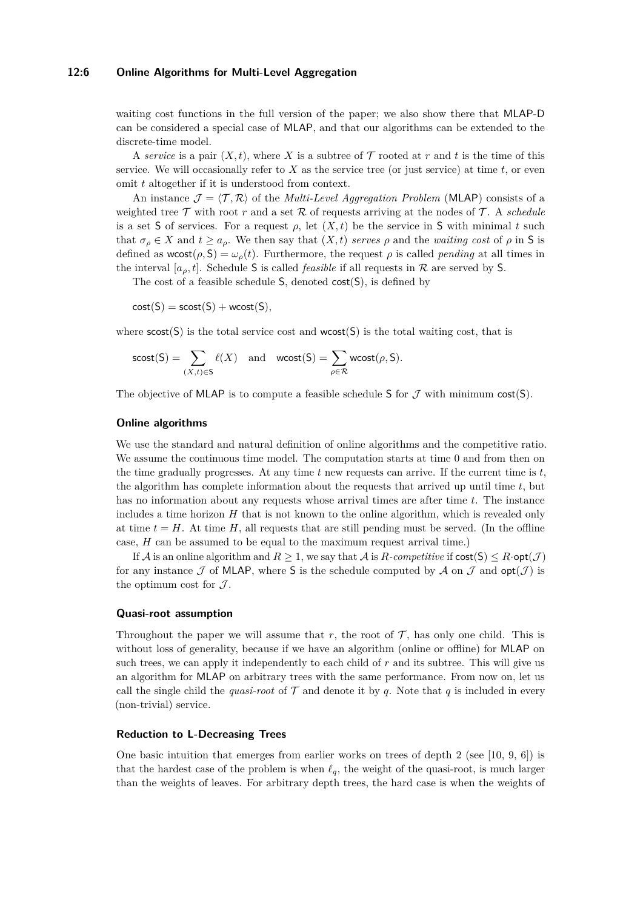waiting cost functions in the full version of the paper; we also show there that MLAP-D can be considered a special case of MLAP, and that our algorithms can be extended to the discrete-time model.

A *service* is a pair $(X, t)$, where $X$ is a subtree of $\mathcal{T}$ rooted at $r$ and $t$ is the time of this service. We will occasionally refer to $X$ as the service tree (or just service) at time $t$, or even omit $t$ altogether if it is understood from context.

An instance $\mathcal{J} = \langle \mathcal{T}, \mathcal{R} \rangle$ of the *Multi-Level Aggregation Problem* (MLAP) consists of a weighted tree $\mathcal{T}$ with root $r$ and a set $\mathcal{R}$ of requests arriving at the nodes of $\mathcal{T}$. A *schedule* is a set $\mathsf{S}$ of services. For a request $\rho$, let $(X, t)$ be the service in $\mathsf{S}$ with minimal $t$ such that $\sigma_\rho \in X$ and $t \geq a_\rho$. We then say that $(X, t)$ *serves* $\rho$ and the *waiting cost* of $\rho$ in $\mathsf{S}$ is defined as $\mathsf{wcost}(\rho, \mathsf{S}) = \omega_\rho(t)$. Furthermore, the request $\rho$ is called *pending* at all times in the interval $[a_\rho, t]$. Schedule $\mathsf{S}$ is called *feasible* if all requests in $\mathcal{R}$ are served by $\mathsf{S}$.

The cost of a feasible schedule $\mathsf{S}$, denoted $\mathsf{cost}(\mathsf{S})$, is defined by

$$\mathsf{cost}(\mathsf{S}) = \mathsf{scost}(\mathsf{S}) + \mathsf{wcost}(\mathsf{S}),$$

where $\mathsf{scost}(\mathsf{S})$ is the total service cost and $\mathsf{wcost}(\mathsf{S})$ is the total waiting cost, that is

$$\mathsf{scost}(\mathsf{S}) = \sum_{(X,t) \in \mathsf{S}} \ell(X) \quad \text{and} \quad \mathsf{wcost}(\mathsf{S}) = \sum_{\rho \in \mathcal{R}} \mathsf{wcost}(\rho, \mathsf{S}).$$

The objective of MLAP is to compute a feasible schedule $\mathsf{S}$ for $\mathcal{J}$ with minimum $\mathsf{cost}(\mathsf{S})$.

### Online algorithms

We use the standard and natural definition of online algorithms and the competitive ratio. We assume the continuous time model. The computation starts at time 0 and from then on the time gradually progresses. At any time $t$ new requests can arrive. If the current time is $t$, the algorithm has complete information about the requests that arrived up until time $t$, but has no information about any requests whose arrival times are after time $t$. The instance includes a time horizon $H$ that is not known to the online algorithm, which is revealed only at time $t = H$. At time $H$, all requests that are still pending must be served. (In the offline case, $H$ can be assumed to be equal to the maximum request arrival time.)

If $\mathcal{A}$ is an online algorithm and $R \geq 1$, we say that $\mathcal{A}$ is *$R$-competitive* if $\mathsf{cost}(\mathsf{S}) \leq R \cdot \mathsf{opt}(\mathcal{J})$ for any instance $\mathcal{J}$ of MLAP, where $\mathsf{S}$ is the schedule computed by $\mathcal{A}$ on $\mathcal{J}$ and $\mathsf{opt}(\mathcal{J})$ is the optimum cost for $\mathcal{J}$.

### Quasi-root assumption

Throughout the paper we will assume that $r$, the root of $\mathcal{T}$, has only one child. This is without loss of generality, because if we have an algorithm (online or offline) for MLAP on such trees, we can apply it independently to each child of $r$ and its subtree. This will give us an algorithm for MLAP on arbitrary trees with the same performance. From now on, let us call the single child the *quasi-root* of $\mathcal{T}$ and denote it by $q$. Note that $q$ is included in every (non-trivial) service.

### Reduction to L-Decreasing Trees

One basic intuition that emerges from earlier works on trees of depth 2 (see [10, 9, 6]) is that the hardest case of the problem is when $\ell_q$, the weight of the quasi-root, is much larger than the weights of leaves. For arbitrary depth trees, the hard case is when the weights of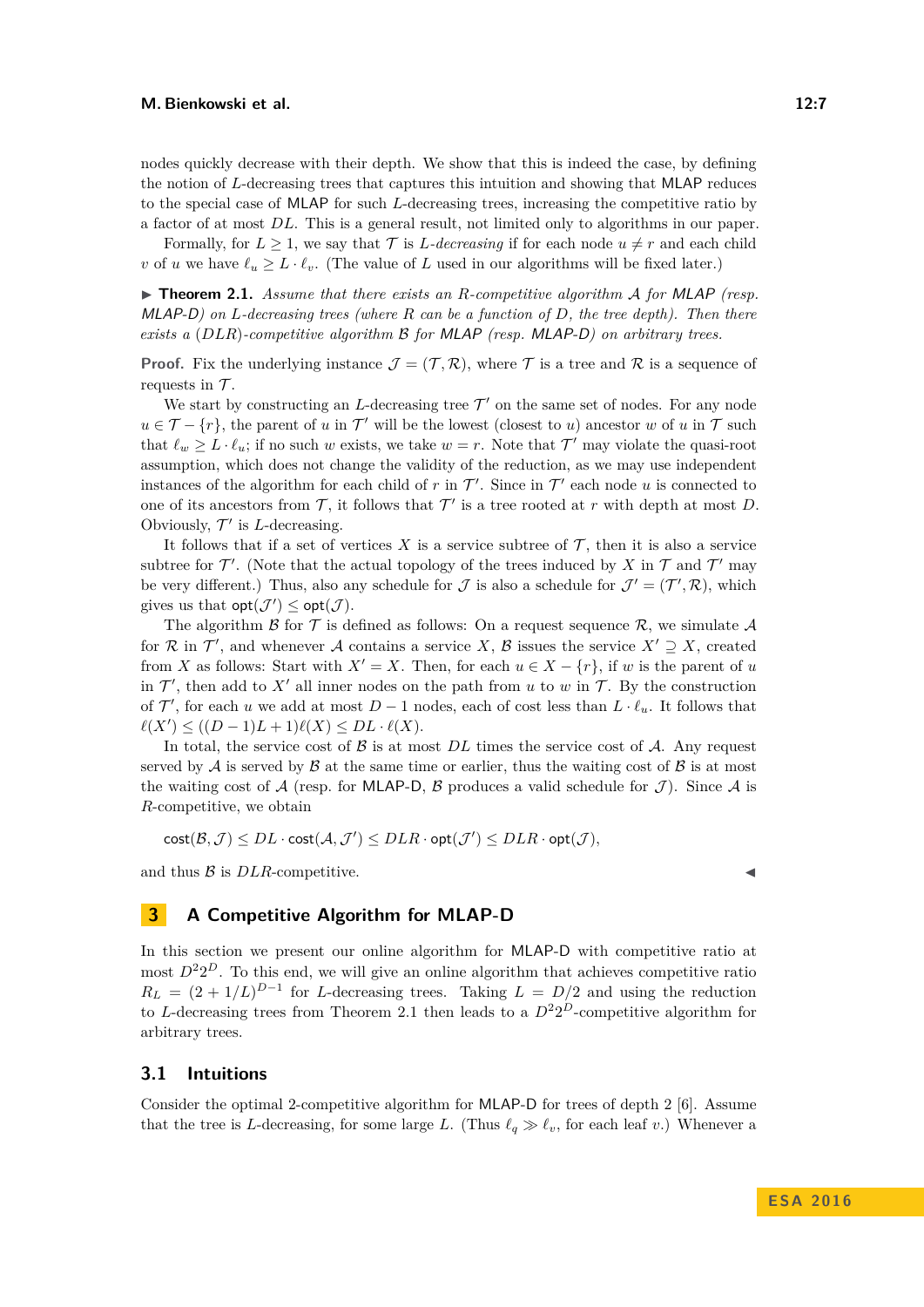nodes quickly decrease with their depth. We show that this is indeed the case, by defining the notion of $L$-decreasing trees that captures this intuition and showing that MLAP reduces to the special case of MLAP for such $L$-decreasing trees, increasing the competitive ratio by a factor of at most $DL$. This is a general result, not limited only to algorithms in our paper.

Formally, for $L \geq 1$, we say that $\mathcal{T}$ is *$L$-decreasing* if for each node $u \neq r$ and each child $v$ of $u$ we have $\ell_u \geq L \cdot \ell_v$. (The value of $L$ used in our algorithms will be fixed later.)

▶ **Theorem 2.1.** *Assume that there exists an $R$-competitive algorithm $\mathcal{A}$ for MLAP (resp. MLAP-D) on $L$-decreasing trees (where $R$ can be a function of $D$, the tree depth). Then there exists a $(DLR)$-competitive algorithm $\mathcal{B}$ for MLAP (resp. MLAP-D) on arbitrary trees.*

**Proof.** Fix the underlying instance $\mathcal{J} = (\mathcal{T}, \mathcal{R})$, where $\mathcal{T}$ is a tree and $\mathcal{R}$ is a sequence of requests in $\mathcal{T}$.

We start by constructing an $L$-decreasing tree $\mathcal{T}'$ on the same set of nodes. For any node $u \in \mathcal{T} - \{r\}$, the parent of $u$ in $\mathcal{T}'$ will be the lowest (closest to $u$) ancestor $w$ of $u$ in $\mathcal{T}$ such that $\ell_w \geq L \cdot \ell_u$; if no such $w$ exists, we take $w = r$. Note that $\mathcal{T}'$ may violate the quasi-root assumption, which does not change the validity of the reduction, as we may use independent instances of the algorithm for each child of $r$ in $\mathcal{T}'$. Since in $\mathcal{T}'$ each node $u$ is connected to one of its ancestors from $\mathcal{T}$, it follows that $\mathcal{T}'$ is a tree rooted at $r$ with depth at most $D$. Obviously, $\mathcal{T}'$ is $L$-decreasing.

It follows that if a set of vertices $X$ is a service subtree of $\mathcal{T}$, then it is also a service subtree for $\mathcal{T}'$. (Note that the actual topology of the trees induced by $X$ in $\mathcal{T}$ and $\mathcal{T}'$ may be very different.) Thus, also any schedule for $\mathcal{J}$ is also a schedule for $\mathcal{J}' = (\mathcal{T}', \mathcal{R})$, which gives us that $\mathsf{opt}(\mathcal{J}') \leq \mathsf{opt}(\mathcal{J})$.

The algorithm $\mathcal{B}$ for $\mathcal{T}$ is defined as follows: On a request sequence $\mathcal{R}$, we simulate $\mathcal{A}$ for $\mathcal{R}$ in $\mathcal{T}'$, and whenever $\mathcal{A}$ contains a service $X$, $\mathcal{B}$ issues the service $X' \supseteq X$, created from $X$ as follows: Start with $X' = X$. Then, for each $u \in X - \{r\}$, if $w$ is the parent of $u$ in $\mathcal{T}'$, then add to $X'$ all inner nodes on the path from $u$ to $w$ in $\mathcal{T}$. By the construction of $\mathcal{T}'$, for each $u$ we add at most $D - 1$ nodes, each of cost less than $L \cdot \ell_u$. It follows that $\ell(X') \leq ((D-1)L + 1)\ell(X) \leq DL \cdot \ell(X)$.

In total, the service cost of $\mathcal{B}$ is at most $DL$ times the service cost of $\mathcal{A}$. Any request served by $\mathcal{A}$ is served by $\mathcal{B}$ at the same time or earlier, thus the waiting cost of $\mathcal{B}$ is at most the waiting cost of $\mathcal{A}$ (resp. for MLAP-D, $\mathcal{B}$ produces a valid schedule for $\mathcal{J}$). Since $\mathcal{A}$ is $R$-competitive, we obtain

$$\mathsf{cost}(\mathcal{B}, \mathcal{J}) \leq DL \cdot \mathsf{cost}(\mathcal{A}, \mathcal{J}') \leq DLR \cdot \mathsf{opt}(\mathcal{J}') \leq DLR \cdot \mathsf{opt}(\mathcal{J}),$$

and thus $\mathcal{B}$ is $DLR$-competitive. ◀

# 3 A Competitive Algorithm for MLAP-D

In this section we present our online algorithm for MLAP-D with competitive ratio at most $D^2 2^D$. To this end, we will give an online algorithm that achieves competitive ratio $R_L = (2 + 1/L)^{D-1}$ for $L$-decreasing trees. Taking $L = D/2$ and using the reduction to $L$-decreasing trees from Theorem 2.1 then leads to a $D^2 2^D$-competitive algorithm for arbitrary trees.

## 3.1 Intuitions

Consider the optimal 2-competitive algorithm for MLAP-D for trees of depth 2 [6]. Assume that the tree is $L$-decreasing, for some large $L$. (Thus $\ell_q \gg \ell_v$, for each leaf $v$.) Whenever a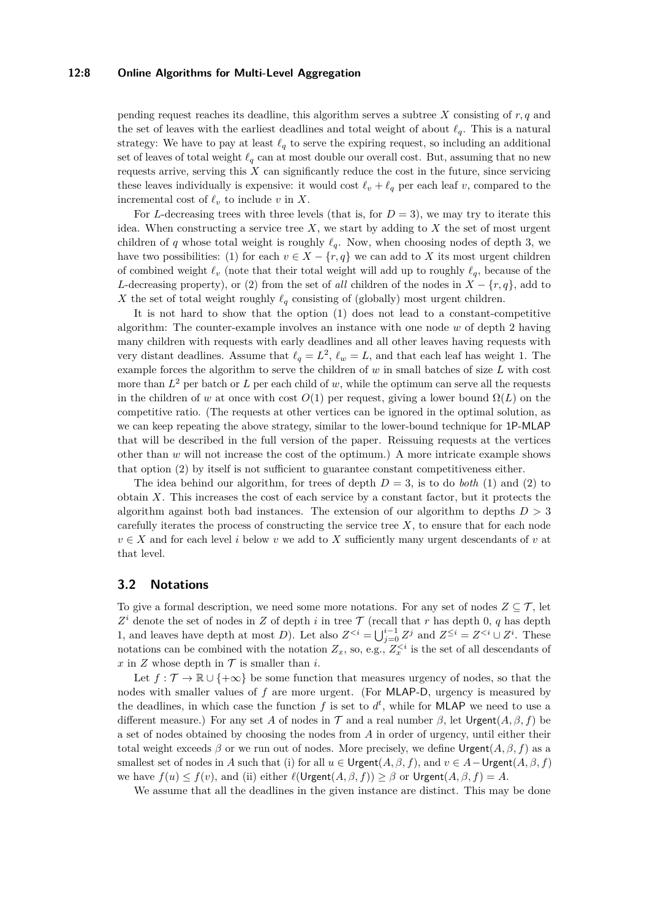pending request reaches its deadline, this algorithm serves a subtree $X$ consisting of $r, q$ and the set of leaves with the earliest deadlines and total weight of about $\ell_q$. This is a natural strategy: We have to pay at least $\ell_q$ to serve the expiring request, so including an additional set of leaves of total weight $\ell_q$ can at most double our overall cost. But, assuming that no new requests arrive, serving this $X$ can significantly reduce the cost in the future, since servicing these leaves individually is expensive: it would cost $\ell_v + \ell_q$ per each leaf $v$, compared to the incremental cost of $\ell_v$ to include $v$ in $X$.

For $L$-decreasing trees with three levels (that is, for $D = 3$), we may try to iterate this idea. When constructing a service tree $X$, we start by adding to $X$ the set of most urgent children of $q$ whose total weight is roughly $\ell_q$. Now, when choosing nodes of depth 3, we have two possibilities: (1) for each $v \in X - \{r, q\}$ we can add to $X$ its most urgent children of combined weight $\ell_v$ (note that their total weight will add up to roughly $\ell_q$, because of the $L$-decreasing property), or (2) from the set of *all* children of the nodes in $X - \{r, q\}$, add to $X$ the set of total weight roughly $\ell_q$ consisting of (globally) most urgent children.

It is not hard to show that the option (1) does not lead to a constant-competitive algorithm: The counter-example involves an instance with one node $w$ of depth 2 having many children with requests with early deadlines and all other leaves having requests with very distant deadlines. Assume that $\ell_q = L^2$, $\ell_w = L$, and that each leaf has weight 1. The example forces the algorithm to serve the children of $w$ in small batches of size $L$ with cost more than $L^2$ per batch or $L$ per each child of $w$, while the optimum can serve all the requests in the children of $w$ at once with cost $O(1)$ per request, giving a lower bound $\Omega(L)$ on the competitive ratio. (The requests at other vertices can be ignored in the optimal solution, as we can keep repeating the above strategy, similar to the lower-bound technique for 1P-MLAP that will be described in the full version of the paper. Reissuing requests at the vertices other than $w$ will not increase the cost of the optimum.) A more intricate example shows that option (2) by itself is not sufficient to guarantee constant competitiveness either.

The idea behind our algorithm, for trees of depth $D = 3$, is to do *both* (1) and (2) to obtain $X$. This increases the cost of each service by a constant factor, but it protects the algorithm against both bad instances. The extension of our algorithm to depths $D > 3$ carefully iterates the process of constructing the service tree $X$, to ensure that for each node $v \in X$ and for each level $i$ below $v$ we add to $X$ sufficiently many urgent descendants of $v$ at that level.

## 3.2 Notations

To give a formal description, we need some more notations. For any set of nodes $Z \subseteq \mathcal{T}$, let $Z^i$ denote the set of nodes in $Z$ of depth $i$ in tree $\mathcal{T}$ (recall that $r$ has depth 0, $q$ has depth 1, and leaves have depth at most $D$). Let also $Z^{<i} = \bigcup_{j=0}^{i-1} Z^j$ and $Z^{\leq i} = Z^{<i} \cup Z^i$. These notations can be combined with the notation $Z_x$, so, e.g., $Z_x^{<i}$ is the set of all descendants of $x$ in $Z$ whose depth in $\mathcal{T}$ is smaller than $i$.

Let $f : \mathcal{T} \to \mathbb{R} \cup \{+\infty\}$ be some function that measures urgency of nodes, so that the nodes with smaller values of $f$ are more urgent. (For MLAP-D, urgency is measured by the deadlines, in which case the function $f$ is set to $d^t$, while for MLAP we need to use a different measure.) For any set $A$ of nodes in $\mathcal{T}$ and a real number $\beta$, let $\mathsf{Urgent}(A, \beta, f)$ be a set of nodes obtained by choosing the nodes from $A$ in order of urgency, until either their total weight exceeds $\beta$ or we run out of nodes. More precisely, we define $\mathsf{Urgent}(A, \beta, f)$ as a smallest set of nodes in $A$ such that (i) for all $u \in \mathsf{Urgent}(A, \beta, f)$, and $v \in A - \mathsf{Urgent}(A, \beta, f)$ we have $f(u) \leq f(v)$, and (ii) either $\ell(\mathsf{Urgent}(A, \beta, f)) \geq \beta$ or $\mathsf{Urgent}(A, \beta, f) = A$.

We assume that all the deadlines in the given instance are distinct. This may be done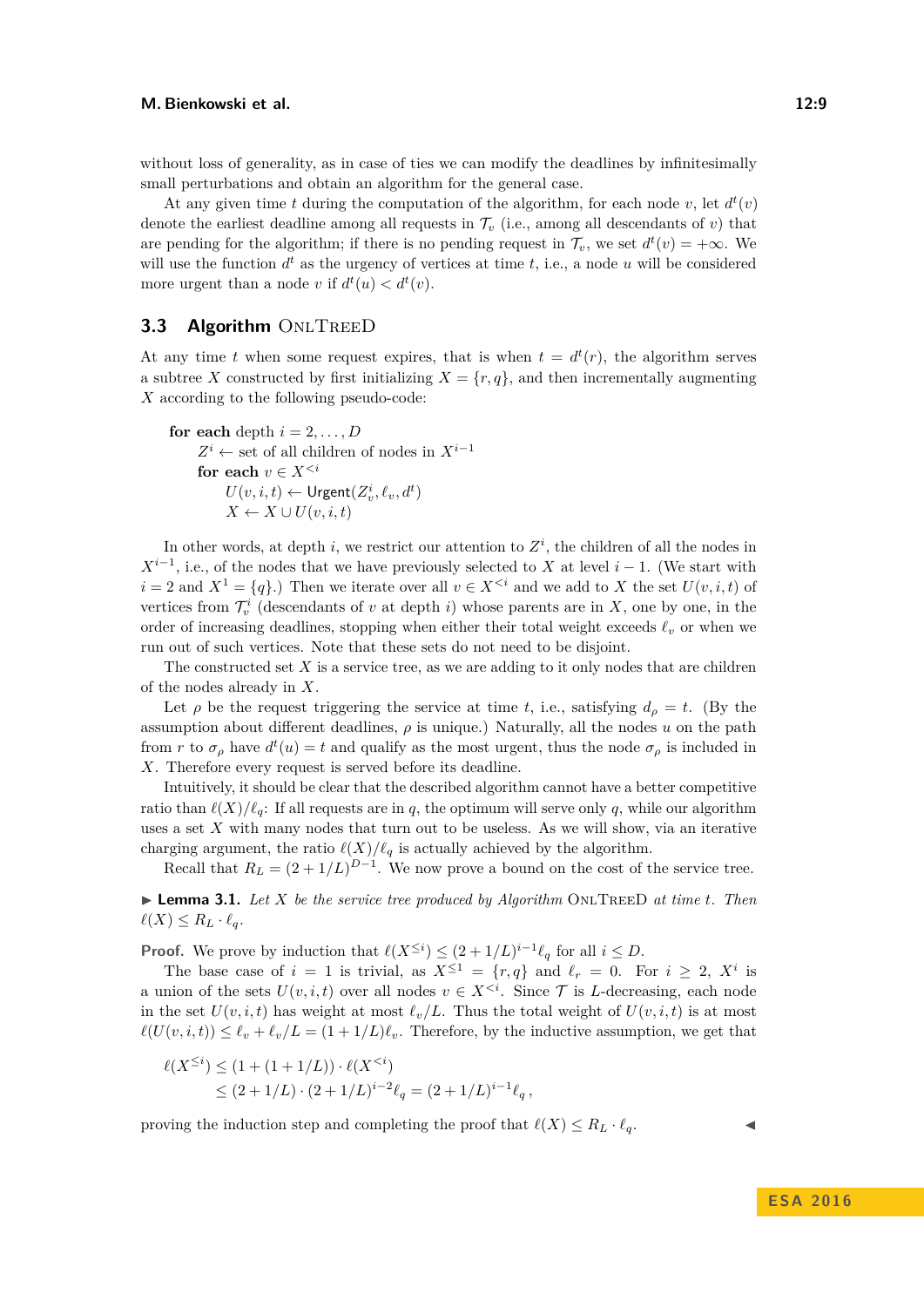without loss of generality, as in case of ties we can modify the deadlines by infinitesimally small perturbations and obtain an algorithm for the general case.

At any given time $t$ during the computation of the algorithm, for each node $v$, let $d^t(v)$ denote the earliest deadline among all requests in $\mathcal{T}_v$ (i.e., among all descendants of $v$) that are pending for the algorithm; if there is no pending request in $\mathcal{T}_v$, we set $d^t(v) = +\infty$. We will use the function $d^t$ as the urgency of vertices at time $t$, i.e., a node $u$ will be considered more urgent than a node $v$ if $d^t(u) < d^t(v)$.

## 3.3 Algorithm OnlTreeD

At any time $t$ when some request expires, that is when $t = d^t(r)$, the algorithm serves a subtree $X$ constructed by first initializing $X = \{r, q\}$, and then incrementally augmenting $X$ according to the following pseudo-code:

```
for each depth i = 2, ..., D
    Z^i ← set of all children of nodes in X^{i-1}
    for each v ∈ X^{<i}
        U(v, i, t) ← Urgent(Z^i_v, ℓ_v, d^t)
        X ← X ∪ U(v, i, t)
```

In other words, at depth $i$, we restrict our attention to $Z^i$, the children of all the nodes in $X^{i-1}$, i.e., of the nodes that we have previously selected to $X$ at level $i-1$. (We start with $i = 2$ and $X^1 = \{q\}$.) Then we iterate over all $v \in X^{<i}$ and we add to $X$ the set $U(v, i, t)$ of vertices from $\mathcal{T}^i_v$ (descendants of $v$ at depth $i$) whose parents are in $X$, one by one, in the order of increasing deadlines, stopping when either their total weight exceeds $\ell_v$ or when we run out of such vertices. Note that these sets do not need to be disjoint.

The constructed set $X$ is a service tree, as we are adding to it only nodes that are children of the nodes already in $X$.

Let $\rho$ be the request triggering the service at time $t$, i.e., satisfying $d_\rho = t$. (By the assumption about different deadlines, $\rho$ is unique.) Naturally, all the nodes $u$ on the path from $r$ to $\sigma_\rho$ have $d^t(u) = t$ and qualify as the most urgent, thus the node $\sigma_\rho$ is included in $X$. Therefore every request is served before its deadline.

Intuitively, it should be clear that the described algorithm cannot have a better competitive ratio than $\ell(X)/\ell_q$: If all requests are in $q$, the optimum will serve only $q$, while our algorithm uses a set $X$ with many nodes that turn out to be useless. As we will show, via an iterative charging argument, the ratio $\ell(X)/\ell_q$ is actually achieved by the algorithm.

Recall that $R_L = (2 + 1/L)^{D-1}$. We now prove a bound on the cost of the service tree.

▶ **Lemma 3.1.** *Let $X$ be the service tree produced by Algorithm* OnlTreeD *at time $t$. Then $\ell(X) \le R_L \cdot \ell_q$.*

**Proof.** We prove by induction that $\ell(X^{\le i}) \le (2 + 1/L)^{i-1}\ell_q$ for all $i \le D$.

The base case of $i = 1$ is trivial, as $X^{\le 1} = \{r, q\}$ and $\ell_r = 0$. For $i \ge 2$, $X^i$ is a union of the sets $U(v, i, t)$ over all nodes $v \in X^{<i}$. Since $\mathcal{T}$ is $L$-decreasing, each node in the set $U(v, i, t)$ has weight at most $\ell_v/L$. Thus the total weight of $U(v, i, t)$ is at most $\ell(U(v, i, t)) \le \ell_v + \ell_v/L = (1 + 1/L)\ell_v$. Therefore, by the inductive assumption, we get that

$$
\begin{aligned}
\ell(X^{\le i}) &\le (1 + (1 + 1/L)) \cdot \ell(X^{<i}) \\
&\le (2 + 1/L) \cdot (2 + 1/L)^{i-2}\ell_q = (2 + 1/L)^{i-1}\ell_q\,,
\end{aligned}
$$

proving the induction step and completing the proof that $\ell(X) \le R_L \cdot \ell_q$. ◀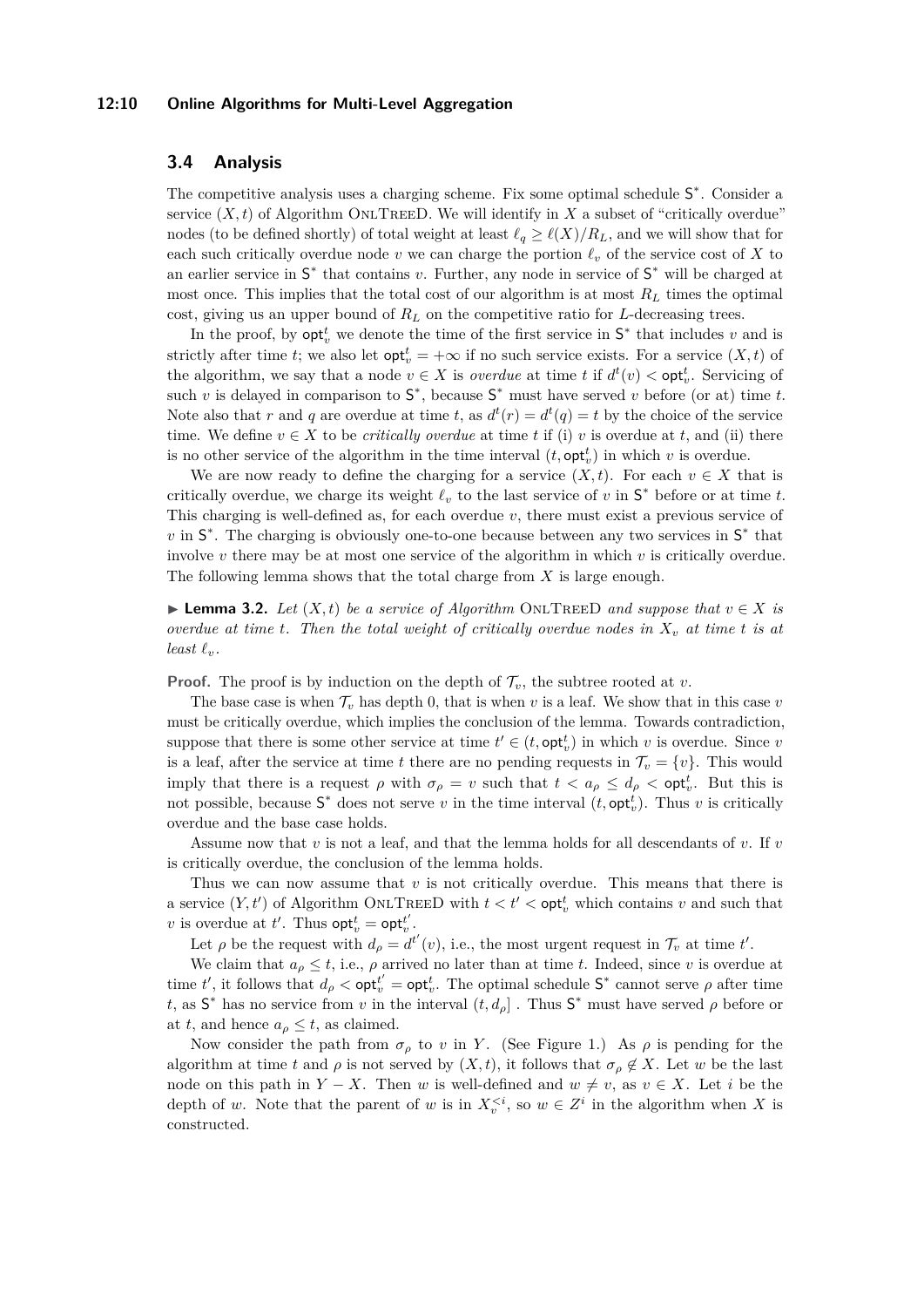### 3.4 Analysis

The competitive analysis uses a charging scheme. Fix some optimal schedule $\mathsf{S}^*$. Consider a service $(X, t)$ of Algorithm OnlTreeD. We will identify in $X$ a subset of "critically overdue" nodes (to be defined shortly) of total weight at least $\ell_q \geq \ell(X)/R_L$, and we will show that for each such critically overdue node $v$ we can charge the portion $\ell_v$ of the service cost of $X$ to an earlier service in $\mathsf{S}^*$ that contains $v$. Further, any node in service of $\mathsf{S}^*$ will be charged at most once. This implies that the total cost of our algorithm is at most $R_L$ times the optimal cost, giving us an upper bound of $R_L$ on the competitive ratio for $L$-decreasing trees.

In the proof, by $\mathsf{opt}_v^t$ we denote the time of the first service in $\mathsf{S}^*$ that includes $v$ and is strictly after time $t$; we also let $\mathsf{opt}_v^t = +\infty$ if no such service exists. For a service $(X, t)$ of the algorithm, we say that a node $v \in X$ is *overdue* at time $t$ if $d^t(v) < \mathsf{opt}_v^t$. Servicing of such $v$ is delayed in comparison to $\mathsf{S}^*$, because $\mathsf{S}^*$ must have served $v$ before (or at) time $t$. Note also that $r$ and $q$ are overdue at time $t$, as $d^t(r) = d^t(q) = t$ by the choice of the service time. We define $v \in X$ to be *critically overdue* at time $t$ if (i) $v$ is overdue at $t$, and (ii) there is no other service of the algorithm in the time interval $(t, \mathsf{opt}_v^t)$ in which $v$ is overdue.

We are now ready to define the charging for a service $(X, t)$. For each $v \in X$ that is critically overdue, we charge its weight $\ell_v$ to the last service of $v$ in $\mathsf{S}^*$ before or at time $t$. This charging is well-defined as, for each overdue $v$, there must exist a previous service of $v$ in $\mathsf{S}^*$. The charging is obviously one-to-one because between any two services in $\mathsf{S}^*$ that involve $v$ there may be at most one service of the algorithm in which $v$ is critically overdue. The following lemma shows that the total charge from $X$ is large enough.

▶ **Lemma 3.2.** *Let $(X, t)$ be a service of Algorithm* OnlTreeD *and suppose that $v \in X$ is overdue at time $t$. Then the total weight of critically overdue nodes in $X_v$ at time $t$ is at least $\ell_v$.*

**Proof.** The proof is by induction on the depth of $\mathcal{T}_v$, the subtree rooted at $v$.

The base case is when $\mathcal{T}_v$ has depth 0, that is when $v$ is a leaf. We show that in this case $v$ must be critically overdue, which implies the conclusion of the lemma. Towards contradiction, suppose that there is some other service at time $t' \in (t, \mathsf{opt}_v^t)$ in which $v$ is overdue. Since $v$ is a leaf, after the service at time $t$ there are no pending requests in $\mathcal{T}_v = \{v\}$. This would imply that there is a request $\rho$ with $\sigma_\rho = v$ such that $t < a_\rho \leq d_\rho < \mathsf{opt}_v^t$. But this is not possible, because $\mathsf{S}^*$ does not serve $v$ in the time interval $(t, \mathsf{opt}_v^t)$. Thus $v$ is critically overdue and the base case holds.

Assume now that $v$ is not a leaf, and that the lemma holds for all descendants of $v$. If $v$ is critically overdue, the conclusion of the lemma holds.

Thus we can now assume that $v$ is not critically overdue. This means that there is a service $(Y, t')$ of Algorithm OnlTreeD with $t < t' < \mathsf{opt}_v^t$ which contains $v$ and such that $v$ is overdue at $t'$. Thus $\mathsf{opt}_v^t = \mathsf{opt}_v^{t'}$.

Let $\rho$ be the request with $d_\rho = d^{t'}(v)$, i.e., the most urgent request in $\mathcal{T}_v$ at time $t'$.

We claim that $a_\rho \leq t$, i.e., $\rho$ arrived no later than at time $t$. Indeed, since $v$ is overdue at time $t'$, it follows that $d_\rho < \mathsf{opt}_v^{t'} = \mathsf{opt}_v^t$. The optimal schedule $\mathsf{S}^*$ cannot serve $\rho$ after time $t$, as $\mathsf{S}^*$ has no service from $v$ in the interval $(t, d_\rho]$ . Thus $\mathsf{S}^*$ must have served $\rho$ before or at $t$, and hence $a_\rho \leq t$, as claimed.

Now consider the path from $\sigma_\rho$ to $v$ in $Y$. (See Figure 1.) As $\rho$ is pending for the algorithm at time $t$ and $\rho$ is not served by $(X, t)$, it follows that $\sigma_\rho \notin X$. Let $w$ be the last node on this path in $Y - X$. Then $w$ is well-defined and $w \neq v$, as $v \in X$. Let $i$ be the depth of $w$. Note that the parent of $w$ is in $X_v^{<i}$, so $w \in Z^i$ in the algorithm when $X$ is constructed.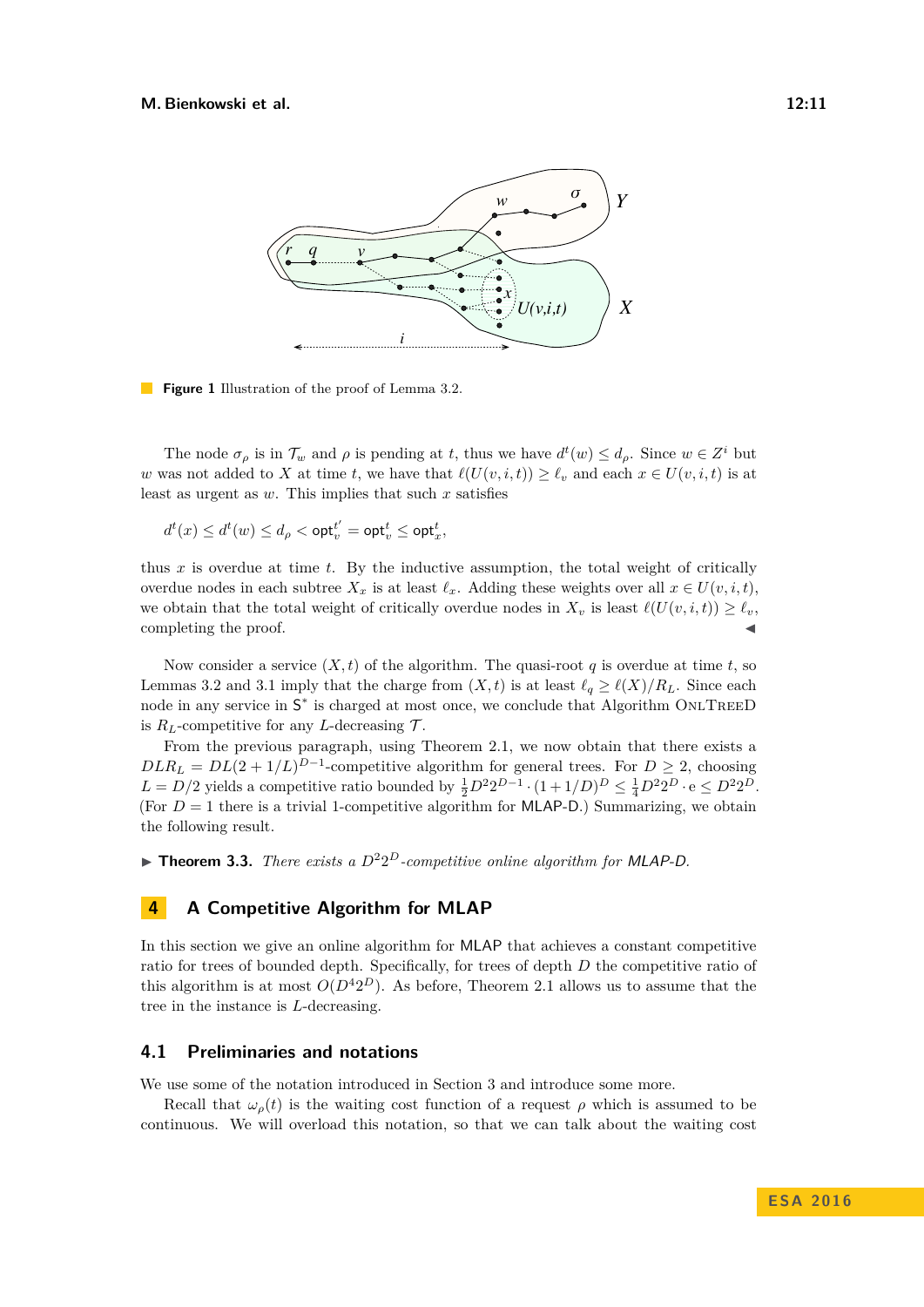**Figure 1** Illustration of the proof of Lemma 3.2.

The node $\sigma_\rho$ is in $\mathcal{T}_w$ and $\rho$ is pending at $t$, thus we have $d^t(w) \leq d_\rho$. Since $w \in Z^i$ but $w$ was not added to $X$ at time $t$, we have that $\ell(U(v,i,t)) \geq \ell_v$ and each $x \in U(v,i,t)$ is at least as urgent as $w$. This implies that such $x$ satisfies

$$d^t(x) \leq d^t(w) \leq d_\rho < \mathsf{opt}_v^{t'} = \mathsf{opt}_v^t \leq \mathsf{opt}_x^t,$$

thus $x$ is overdue at time $t$. By the inductive assumption, the total weight of critically overdue nodes in each subtree $X_x$ is at least $\ell_x$. Adding these weights over all $x \in U(v,i,t)$, we obtain that the total weight of critically overdue nodes in $X_v$ is least $\ell(U(v,i,t)) \geq \ell_v$, completing the proof. ◀

Now consider a service $(X,t)$ of the algorithm. The quasi-root $q$ is overdue at time $t$, so Lemmas 3.2 and 3.1 imply that the charge from $(X,t)$ is at least $\ell_q \geq \ell(X)/R_L$. Since each node in any service in $\mathsf{S}^*$ is charged at most once, we conclude that Algorithm OnlTreeD is $R_L$-competitive for any $L$-decreasing $\mathcal{T}$.

From the previous paragraph, using Theorem 2.1, we now obtain that there exists a $DLR_L = DL(2+1/L)^{D-1}$-competitive algorithm for general trees. For $D \geq 2$, choosing $L = D/2$ yields a competitive ratio bounded by $\frac{1}{2}D^2 2^{D-1} \cdot (1+1/D)^D \leq \frac{1}{4}D^2 2^D \cdot \mathrm{e} \leq D^2 2^D$. (For $D = 1$ there is a trivial 1-competitive algorithm for MLAP-D.) Summarizing, we obtain the following result.

▶ **Theorem 3.3.** *There exists a $D^2 2^D$-competitive online algorithm for MLAP-D.*

## 4 A Competitive Algorithm for MLAP

In this section we give an online algorithm for MLAP that achieves a constant competitive ratio for trees of bounded depth. Specifically, for trees of depth $D$ the competitive ratio of this algorithm is at most $O(D^4 2^D)$. As before, Theorem 2.1 allows us to assume that the tree in the instance is $L$-decreasing.

### 4.1 Preliminaries and notations

We use some of the notation introduced in Section 3 and introduce some more.

Recall that $\omega_\rho(t)$ is the waiting cost function of a request $\rho$ which is assumed to be continuous. We will overload this notation, so that we can talk about the waiting cost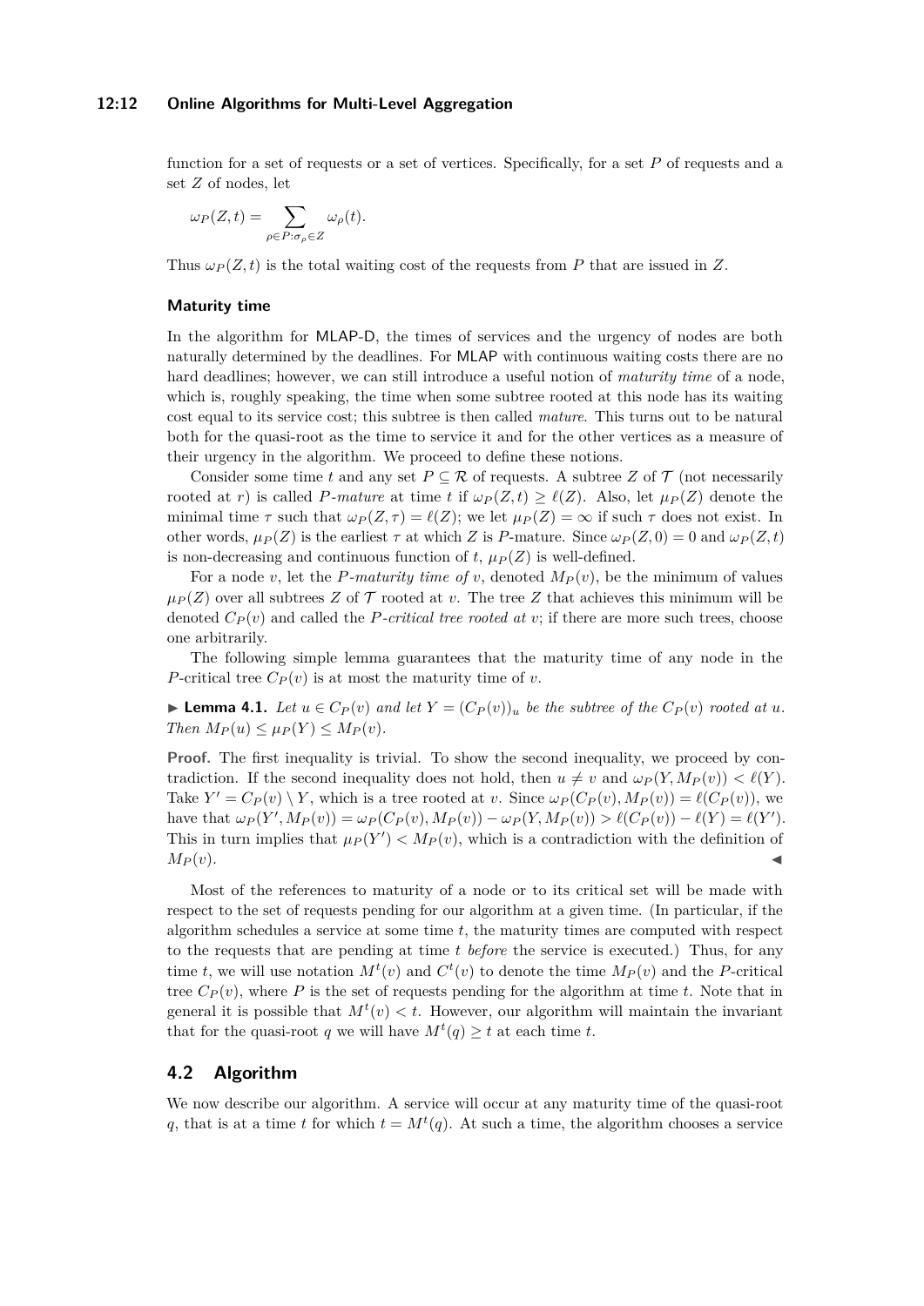function for a set of requests or a set of vertices. Specifically, for a set $P$ of requests and a set $Z$ of nodes, let

$$\omega_P(Z,t) = \sum_{\rho \in P : \sigma_\rho \in Z} \omega_\rho(t).$$

Thus $\omega_P(Z,t)$ is the total waiting cost of the requests from $P$ that are issued in $Z$.

### Maturity time

In the algorithm for MLAP-D, the times of services and the urgency of nodes are both naturally determined by the deadlines. For MLAP with continuous waiting costs there are no hard deadlines; however, we can still introduce a useful notion of *maturity time* of a node, which is, roughly speaking, the time when some subtree rooted at this node has its waiting cost equal to its service cost; this subtree is then called *mature*. This turns out to be natural both for the quasi-root as the time to service it and for the other vertices as a measure of their urgency in the algorithm. We proceed to define these notions.

Consider some time $t$ and any set $P \subseteq \mathcal{R}$ of requests. A subtree $Z$ of $\mathcal{T}$ (not necessarily rooted at $r$) is called *$P$-mature* at time $t$ if $\omega_P(Z,t) \geq \ell(Z)$. Also, let $\mu_P(Z)$ denote the minimal time $\tau$ such that $\omega_P(Z,\tau) = \ell(Z)$; we let $\mu_P(Z) = \infty$ if such $\tau$ does not exist. In other words, $\mu_P(Z)$ is the earliest $\tau$ at which $Z$ is $P$-mature. Since $\omega_P(Z,0) = 0$ and $\omega_P(Z,t)$ is non-decreasing and continuous function of $t$, $\mu_P(Z)$ is well-defined.

For a node $v$, let the *$P$-maturity time of $v$*, denoted $M_P(v)$, be the minimum of values $\mu_P(Z)$ over all subtrees $Z$ of $\mathcal{T}$ rooted at $v$. The tree $Z$ that achieves this minimum will be denoted $C_P(v)$ and called the *$P$-critical tree rooted at* $v$; if there are more such trees, choose one arbitrarily.

The following simple lemma guarantees that the maturity time of any node in the $P$-critical tree $C_P(v)$ is at most the maturity time of $v$.

▶ **Lemma 4.1.** *Let $u \in C_P(v)$ and let $Y = (C_P(v))_u$ be the subtree of the $C_P(v)$ rooted at $u$. Then $M_P(u) \leq \mu_P(Y) \leq M_P(v)$.*

**Proof.** The first inequality is trivial. To show the second inequality, we proceed by contradiction. If the second inequality does not hold, then $u \neq v$ and $\omega_P(Y, M_P(v)) < \ell(Y)$. Take $Y' = C_P(v) \setminus Y$, which is a tree rooted at $v$. Since $\omega_P(C_P(v), M_P(v)) = \ell(C_P(v))$, we have that $\omega_P(Y', M_P(v)) = \omega_P(C_P(v), M_P(v)) - \omega_P(Y, M_P(v)) > \ell(C_P(v)) - \ell(Y) = \ell(Y')$. This in turn implies that $\mu_P(Y') < M_P(v)$, which is a contradiction with the definition of $M_P(v)$. ◀

Most of the references to maturity of a node or to its critical set will be made with respect to the set of requests pending for our algorithm at a given time. (In particular, if the algorithm schedules a service at some time $t$, the maturity times are computed with respect to the requests that are pending at time $t$ *before* the service is executed.) Thus, for any time $t$, we will use notation $M^t(v)$ and $C^t(v)$ to denote the time $M_P(v)$ and the $P$-critical tree $C_P(v)$, where $P$ is the set of requests pending for the algorithm at time $t$. Note that in general it is possible that $M^t(v) < t$. However, our algorithm will maintain the invariant that for the quasi-root $q$ we will have $M^t(q) \geq t$ at each time $t$.

## 4.2 Algorithm

We now describe our algorithm. A service will occur at any maturity time of the quasi-root $q$, that is at a time $t$ for which $t = M^t(q)$. At such a time, the algorithm chooses a service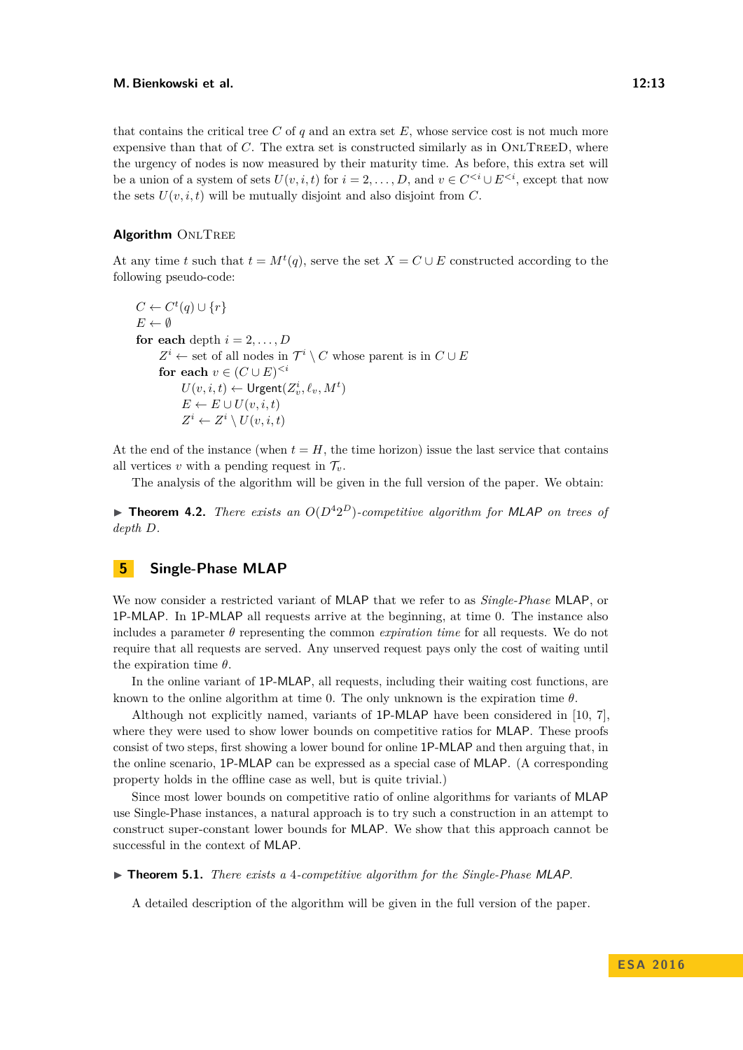that contains the critical tree $C$ of $q$ and an extra set $E$, whose service cost is not much more expensive than that of $C$. The extra set is constructed similarly as in OnlTreeD, where the urgency of nodes is now measured by their maturity time. As before, this extra set will be a union of a system of sets $U(v, i, t)$ for $i = 2, \ldots, D$, and $v \in C^{<i} \cup E^{<i}$, except that now the sets $U(v, i, t)$ will be mutually disjoint and also disjoint from $C$.

**Algorithm** OnlTree

At any time $t$ such that $t = M^t(q)$, serve the set $X = C \cup E$ constructed according to the following pseudo-code:

$C \leftarrow C^t(q) \cup \{r\}$
$E \leftarrow \emptyset$
**for each** depth $i = 2, \ldots, D$
  $Z^i \leftarrow$ set of all nodes in $\mathcal{T}^i \setminus C$ whose parent is in $C \cup E$
  **for each** $v \in (C \cup E)^{<i}$
    $U(v, i, t) \leftarrow \mathsf{Urgent}(Z^i_v, \ell_v, M^t)$
    $E \leftarrow E \cup U(v, i, t)$
    $Z^i \leftarrow Z^i \setminus U(v, i, t)$

At the end of the instance (when $t = H$, the time horizon) issue the last service that contains all vertices $v$ with a pending request in $\mathcal{T}_v$.

The analysis of the algorithm will be given in the full version of the paper. We obtain:

▶ **Theorem 4.2.** *There exists an $O(D^4 2^D)$-competitive algorithm for MLAP on trees of depth $D$.*

## 5 Single-Phase MLAP

We now consider a restricted variant of MLAP that we refer to as *Single-Phase* MLAP, or 1P-MLAP. In 1P-MLAP all requests arrive at the beginning, at time 0. The instance also includes a parameter $\theta$ representing the common *expiration time* for all requests. We do not require that all requests are served. Any unserved request pays only the cost of waiting until the expiration time $\theta$.

In the online variant of 1P-MLAP, all requests, including their waiting cost functions, are known to the online algorithm at time 0. The only unknown is the expiration time $\theta$.

Although not explicitly named, variants of 1P-MLAP have been considered in [10, 7], where they were used to show lower bounds on competitive ratios for MLAP. These proofs consist of two steps, first showing a lower bound for online 1P-MLAP and then arguing that, in the online scenario, 1P-MLAP can be expressed as a special case of MLAP. (A corresponding property holds in the offline case as well, but is quite trivial.)

Since most lower bounds on competitive ratio of online algorithms for variants of MLAP use Single-Phase instances, a natural approach is to try such a construction in an attempt to construct super-constant lower bounds for MLAP. We show that this approach cannot be successful in the context of MLAP.

▶ **Theorem 5.1.** *There exists a 4-competitive algorithm for the Single-Phase MLAP.*

A detailed description of the algorithm will be given in the full version of the paper.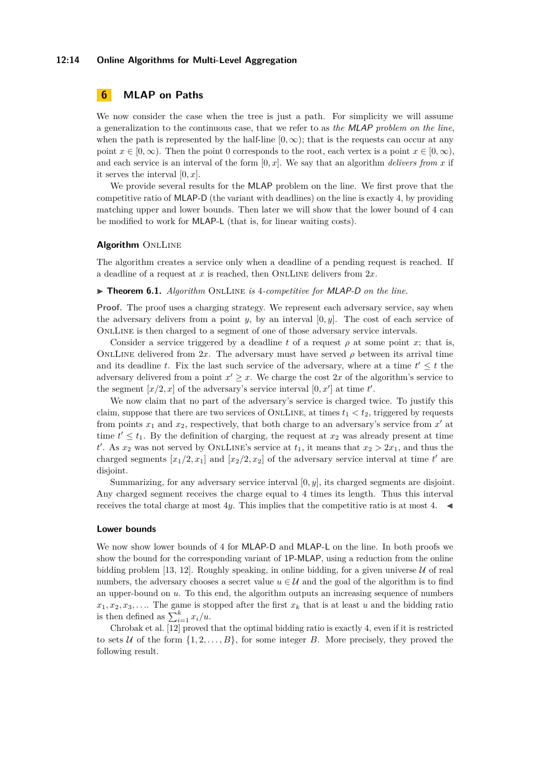## 6 MLAP on Paths

We now consider the case when the tree is just a path. For simplicity we will assume a generalization to the continuous case, that we refer to as *the MLAP problem on the line*, when the path is represented by the half-line $[0, \infty)$; that is the requests can occur at any point $x \in [0, \infty)$. Then the point 0 corresponds to the root, each vertex is a point $x \in [0, \infty)$, and each service is an interval of the form $[0, x]$. We say that an algorithm *delivers from* $x$ if it serves the interval $[0, x]$.

We provide several results for the MLAP problem on the line. We first prove that the competitive ratio of MLAP-D (the variant with deadlines) on the line is exactly 4, by providing matching upper and lower bounds. Then later we will show that the lower bound of 4 can be modified to work for MLAP-L (that is, for linear waiting costs).

### Algorithm OnlLine

The algorithm creates a service only when a deadline of a pending request is reached. If a deadline of a request at $x$ is reached, then OnlLine delivers from $2x$.

▶ **Theorem 6.1.** *Algorithm* OnlLine *is 4-competitive for MLAP-D on the line.*

**Proof.** The proof uses a charging strategy. We represent each adversary service, say when the adversary delivers from a point $y$, by an interval $[0, y]$. The cost of each service of OnlLine is then charged to a segment of one of those adversary service intervals.

Consider a service triggered by a deadline $t$ of a request $\rho$ at some point $x$; that is, OnlLine delivered from $2x$. The adversary must have served $\rho$ between its arrival time and its deadline $t$. Fix the last such service of the adversary, where at a time $t' \le t$ the adversary delivered from a point $x' \ge x$. We charge the cost $2x$ of the algorithm's service to the segment $[x/2, x]$ of the adversary's service interval $[0, x']$ at time $t'$.

We now claim that no part of the adversary's service is charged twice. To justify this claim, suppose that there are two services of OnlLine, at times $t_1 < t_2$, triggered by requests from points $x_1$ and $x_2$, respectively, that both charge to an adversary's service from $x'$ at time $t' \le t_1$. By the definition of charging, the request at $x_2$ was already present at time $t'$. As $x_2$ was not served by OnlLine's service at $t_1$, it means that $x_2 > 2x_1$, and thus the charged segments $[x_1/2, x_1]$ and $[x_2/2, x_2]$ of the adversary service interval at time $t'$ are disjoint.

Summarizing, for any adversary service interval $[0, y]$, its charged segments are disjoint. Any charged segment receives the charge equal to 4 times its length. Thus this interval receives the total charge at most $4y$. This implies that the competitive ratio is at most 4. ◀

### Lower bounds

We now show lower bounds of 4 for MLAP-D and MLAP-L on the line. In both proofs we show the bound for the corresponding variant of 1P-MLAP, using a reduction from the online bidding problem [13, 12]. Roughly speaking, in online bidding, for a given universe $\mathcal{U}$ of real numbers, the adversary chooses a secret value $u \in \mathcal{U}$ and the goal of the algorithm is to find an upper-bound on $u$. To this end, the algorithm outputs an increasing sequence of numbers $x_1, x_2, x_3, \ldots$. The game is stopped after the first $x_k$ that is at least $u$ and the bidding ratio is then defined as $\sum_{i=1}^{k} x_i / u$.

Chrobak et al. [12] proved that the optimal bidding ratio is exactly 4, even if it is restricted to sets $\mathcal{U}$ of the form $\{1, 2, \ldots, B\}$, for some integer $B$. More precisely, they proved the following result.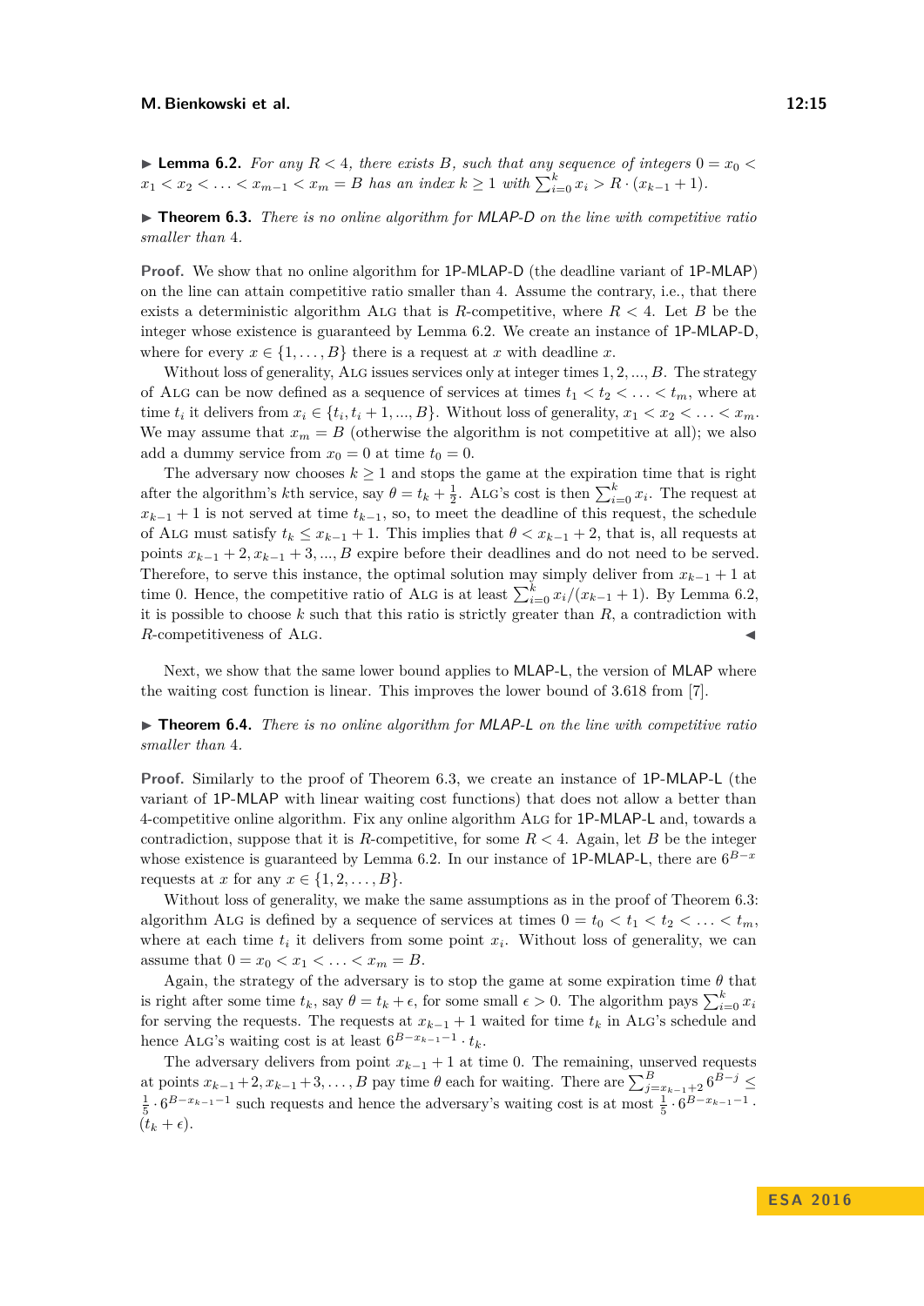▶ **Lemma 6.2.** *For any $R < 4$, there exists $B$, such that any sequence of integers $0 = x_0 < x_1 < x_2 < \ldots < x_{m-1} < x_m = B$ has an index $k \geq 1$ with $\sum_{i=0}^{k} x_i > R \cdot (x_{k-1} + 1)$.*

▶ **Theorem 6.3.** *There is no online algorithm for MLAP-D on the line with competitive ratio smaller than 4.*

**Proof.** We show that no online algorithm for 1P-MLAP-D (the deadline variant of 1P-MLAP) on the line can attain competitive ratio smaller than 4. Assume the contrary, i.e., that there exists a deterministic algorithm ALG that is $R$-competitive, where $R < 4$. Let $B$ be the integer whose existence is guaranteed by Lemma 6.2. We create an instance of 1P-MLAP-D, where for every $x \in \{1, \ldots, B\}$ there is a request at $x$ with deadline $x$.

Without loss of generality, ALG issues services only at integer times $1, 2, ..., B$. The strategy of ALG can be now defined as a sequence of services at times $t_1 < t_2 < \ldots < t_m$, where at time $t_i$ it delivers from $x_i \in \{t_i, t_i + 1, ..., B\}$. Without loss of generality, $x_1 < x_2 < \ldots < x_m$. We may assume that $x_m = B$ (otherwise the algorithm is not competitive at all); we also add a dummy service from $x_0 = 0$ at time $t_0 = 0$.

The adversary now chooses $k \geq 1$ and stops the game at the expiration time that is right after the algorithm's $k$th service, say $\theta = t_k + \frac{1}{2}$. ALG's cost is then $\sum_{i=0}^{k} x_i$. The request at $x_{k-1} + 1$ is not served at time $t_{k-1}$, so, to meet the deadline of this request, the schedule of ALG must satisfy $t_k \leq x_{k-1} + 1$. This implies that $\theta < x_{k-1} + 2$, that is, all requests at points $x_{k-1} + 2, x_{k-1} + 3, ..., B$ expire before their deadlines and do not need to be served. Therefore, to serve this instance, the optimal solution may simply deliver from $x_{k-1} + 1$ at time 0. Hence, the competitive ratio of ALG is at least $\sum_{i=0}^{k} x_i / (x_{k-1} + 1)$. By Lemma 6.2, it is possible to choose $k$ such that this ratio is strictly greater than $R$, a contradiction with $R$-competitiveness of ALG. ◀

Next, we show that the same lower bound applies to MLAP-L, the version of MLAP where the waiting cost function is linear. This improves the lower bound of 3.618 from [7].

▶ **Theorem 6.4.** *There is no online algorithm for MLAP-L on the line with competitive ratio smaller than 4.*

**Proof.** Similarly to the proof of Theorem 6.3, we create an instance of 1P-MLAP-L (the variant of 1P-MLAP with linear waiting cost functions) that does not allow a better than 4-competitive online algorithm. Fix any online algorithm ALG for 1P-MLAP-L and, towards a contradiction, suppose that it is $R$-competitive, for some $R < 4$. Again, let $B$ be the integer whose existence is guaranteed by Lemma 6.2. In our instance of 1P-MLAP-L, there are $6^{B-x}$ requests at $x$ for any $x \in \{1, 2, \ldots, B\}$.

Without loss of generality, we make the same assumptions as in the proof of Theorem 6.3: algorithm ALG is defined by a sequence of services at times $0 = t_0 < t_1 < t_2 < \ldots < t_m$, where at each time $t_i$ it delivers from some point $x_i$. Without loss of generality, we can assume that $0 = x_0 < x_1 < \ldots < x_m = B$.

Again, the strategy of the adversary is to stop the game at some expiration time $\theta$ that is right after some time $t_k$, say $\theta = t_k + \epsilon$, for some small $\epsilon > 0$. The algorithm pays $\sum_{i=0}^{k} x_i$ for serving the requests. The requests at $x_{k-1} + 1$ waited for time $t_k$ in ALG's schedule and hence ALG's waiting cost is at least $6^{B - x_{k-1} - 1} \cdot t_k$.

The adversary delivers from point $x_{k-1} + 1$ at time 0. The remaining, unserved requests at points $x_{k-1} + 2, x_{k-1} + 3, \ldots, B$ pay time $\theta$ each for waiting. There are $\sum_{j=x_{k-1}+2}^{B} 6^{B-j} \leq \frac{1}{5} \cdot 6^{B - x_{k-1} - 1}$ such requests and hence the adversary's waiting cost is at most $\frac{1}{5} \cdot 6^{B - x_{k-1} - 1} \cdot (t_k + \epsilon)$.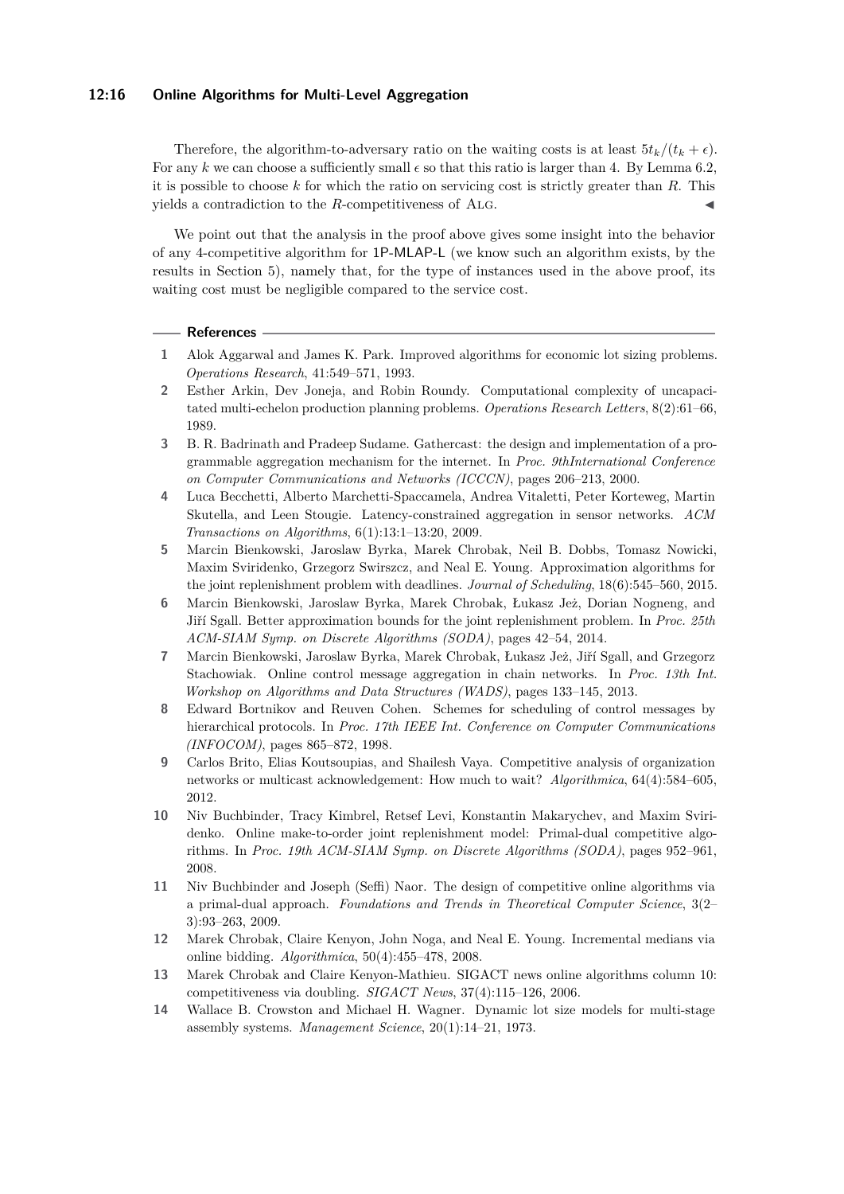Therefore, the algorithm-to-adversary ratio on the waiting costs is at least $5t_k/(t_k + \epsilon)$. For any $k$ we can choose a sufficiently small $\epsilon$ so that this ratio is larger than 4. By Lemma 6.2, it is possible to choose $k$ for which the ratio on servicing cost is strictly greater than $R$. This yields a contradiction to the $R$-competitiveness of ALG. ◀

We point out that the analysis in the proof above gives some insight into the behavior of any 4-competitive algorithm for 1P-MLAP-L (we know such an algorithm exists, by the results in Section 5), namely that, for the type of instances used in the above proof, its waiting cost must be negligible compared to the service cost.

## References

1. Alok Aggarwal and James K. Park. Improved algorithms for economic lot sizing problems. *Operations Research*, 41:549–571, 1993.
2. Esther Arkin, Dev Joneja, and Robin Roundy. Computational complexity of uncapacitated multi-echelon production planning problems. *Operations Research Letters*, 8(2):61–66, 1989.
3. B. R. Badrinath and Pradeep Sudame. Gathercast: the design and implementation of a programmable aggregation mechanism for the internet. In *Proc. 9thInternational Conference on Computer Communications and Networks (ICCCN)*, pages 206–213, 2000.
4. Luca Becchetti, Alberto Marchetti-Spaccamela, Andrea Vitaletti, Peter Korteweg, Martin Skutella, and Leen Stougie. Latency-constrained aggregation in sensor networks. *ACM Transactions on Algorithms*, 6(1):13:1–13:20, 2009.
5. Marcin Bienkowski, Jaroslaw Byrka, Marek Chrobak, Neil B. Dobbs, Tomasz Nowicki, Maxim Sviridenko, Grzegorz Swirszcz, and Neal E. Young. Approximation algorithms for the joint replenishment problem with deadlines. *Journal of Scheduling*, 18(6):545–560, 2015.
6. Marcin Bienkowski, Jaroslaw Byrka, Marek Chrobak, Łukasz Jeż, Dorian Nogneng, and Jiří Sgall. Better approximation bounds for the joint replenishment problem. In *Proc. 25th ACM-SIAM Symp. on Discrete Algorithms (SODA)*, pages 42–54, 2014.
7. Marcin Bienkowski, Jaroslaw Byrka, Marek Chrobak, Łukasz Jeż, Jiří Sgall, and Grzegorz Stachowiak. Online control message aggregation in chain networks. In *Proc. 13th Int. Workshop on Algorithms and Data Structures (WADS)*, pages 133–145, 2013.
8. Edward Bortnikov and Reuven Cohen. Schemes for scheduling of control messages by hierarchical protocols. In *Proc. 17th IEEE Int. Conference on Computer Communications (INFOCOM)*, pages 865–872, 1998.
9. Carlos Brito, Elias Koutsoupias, and Shailesh Vaya. Competitive analysis of organization networks or multicast acknowledgement: How much to wait? *Algorithmica*, 64(4):584–605, 2012.
10. Niv Buchbinder, Tracy Kimbrel, Retsef Levi, Konstantin Makarychev, and Maxim Sviridenko. Online make-to-order joint replenishment model: Primal-dual competitive algorithms. In *Proc. 19th ACM-SIAM Symp. on Discrete Algorithms (SODA)*, pages 952–961, 2008.
11. Niv Buchbinder and Joseph (Seffi) Naor. The design of competitive online algorithms via a primal-dual approach. *Foundations and Trends in Theoretical Computer Science*, 3(2–3):93–263, 2009.
12. Marek Chrobak, Claire Kenyon, John Noga, and Neal E. Young. Incremental medians via online bidding. *Algorithmica*, 50(4):455–478, 2008.
13. Marek Chrobak and Claire Kenyon-Mathieu. SIGACT news online algorithms column 10: competitiveness via doubling. *SIGACT News*, 37(4):115–126, 2006.
14. Wallace B. Crowston and Michael H. Wagner. Dynamic lot size models for multi-stage assembly systems. *Management Science*, 20(1):14–21, 1973.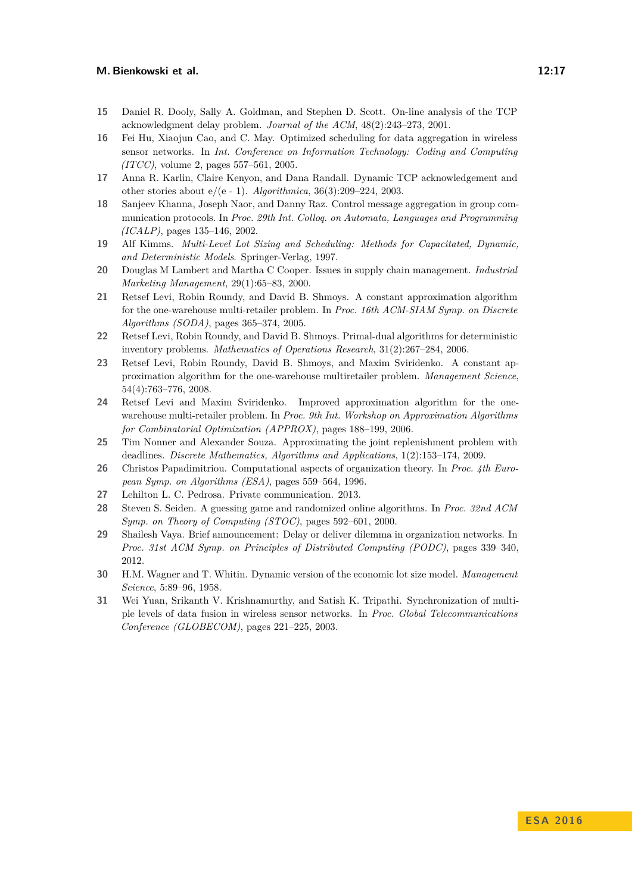15 Daniel R. Dooly, Sally A. Goldman, and Stephen D. Scott. On-line analysis of the TCP acknowledgment delay problem. *Journal of the ACM*, 48(2):243–273, 2001.

16 Fei Hu, Xiaojun Cao, and C. May. Optimized scheduling for data aggregation in wireless sensor networks. In *Int. Conference on Information Technology: Coding and Computing (ITCC)*, volume 2, pages 557–561, 2005.

17 Anna R. Karlin, Claire Kenyon, and Dana Randall. Dynamic TCP acknowledgement and other stories about e/(e - 1). *Algorithmica*, 36(3):209–224, 2003.

18 Sanjeev Khanna, Joseph Naor, and Danny Raz. Control message aggregation in group communication protocols. In *Proc. 29th Int. Colloq. on Automata, Languages and Programming (ICALP)*, pages 135–146, 2002.

19 Alf Kimms. *Multi-Level Lot Sizing and Scheduling: Methods for Capacitated, Dynamic, and Deterministic Models*. Springer-Verlag, 1997.

20 Douglas M Lambert and Martha C Cooper. Issues in supply chain management. *Industrial Marketing Management*, 29(1):65–83, 2000.

21 Retsef Levi, Robin Roundy, and David B. Shmoys. A constant approximation algorithm for the one-warehouse multi-retailer problem. In *Proc. 16th ACM-SIAM Symp. on Discrete Algorithms (SODA)*, pages 365–374, 2005.

22 Retsef Levi, Robin Roundy, and David B. Shmoys. Primal-dual algorithms for deterministic inventory problems. *Mathematics of Operations Research*, 31(2):267–284, 2006.

23 Retsef Levi, Robin Roundy, David B. Shmoys, and Maxim Sviridenko. A constant approximation algorithm for the one-warehouse multiretailer problem. *Management Science*, 54(4):763–776, 2008.

24 Retsef Levi and Maxim Sviridenko. Improved approximation algorithm for the one-warehouse multi-retailer problem. In *Proc. 9th Int. Workshop on Approximation Algorithms for Combinatorial Optimization (APPROX)*, pages 188–199, 2006.

25 Tim Nonner and Alexander Souza. Approximating the joint replenishment problem with deadlines. *Discrete Mathematics, Algorithms and Applications*, 1(2):153–174, 2009.

26 Christos Papadimitriou. Computational aspects of organization theory. In *Proc. 4th European Symp. on Algorithms (ESA)*, pages 559–564, 1996.

27 Lehilton L. C. Pedrosa. Private communication. 2013.

28 Steven S. Seiden. A guessing game and randomized online algorithms. In *Proc. 32nd ACM Symp. on Theory of Computing (STOC)*, pages 592–601, 2000.

29 Shailesh Vaya. Brief announcement: Delay or deliver dilemma in organization networks. In *Proc. 31st ACM Symp. on Principles of Distributed Computing (PODC)*, pages 339–340, 2012.

30 H.M. Wagner and T. Whitin. Dynamic version of the economic lot size model. *Management Science*, 5:89–96, 1958.

31 Wei Yuan, Srikanth V. Krishnamurthy, and Satish K. Tripathi. Synchronization of multiple levels of data fusion in wireless sensor networks. In *Proc. Global Telecommunications Conference (GLOBECOM)*, pages 221–225, 2003.